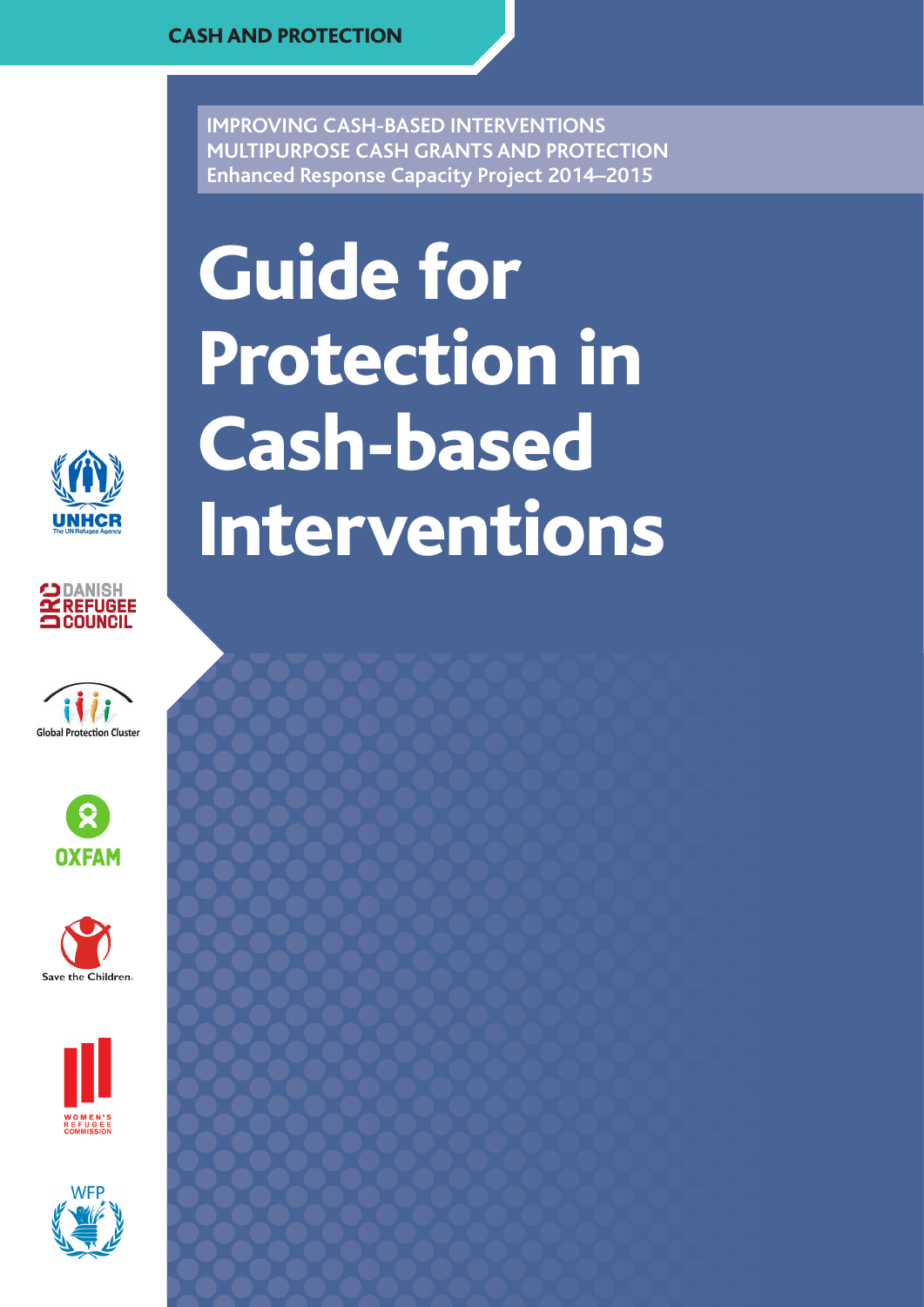CASH AND PROTECTION

IMPROVING CASH-BASED INTERVENTIONS
MULTIPURPOSE CASH GRANTS AND PROTECTION
Enhanced Response Capacity Project 2014–2015

# Guide for Protection in Cash-based Interventions

UNHCR
The UN Refugee Agency

DANISH REFUGEE COUNCIL

Global Protection Cluster

OXFAM

Save the Children

WOMEN'S REFUGEE COMMISSION

WFP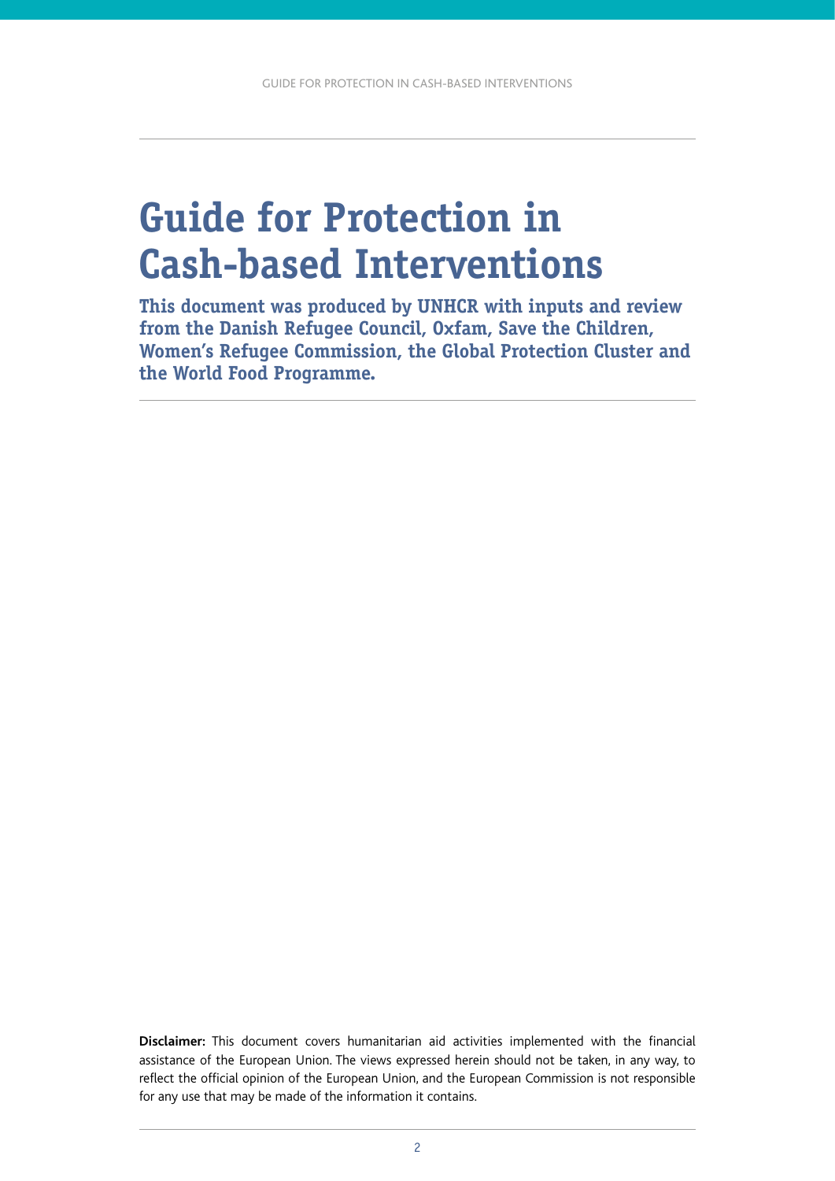# Guide for Protection in Cash-based Interventions

**This document was produced by UNHCR with inputs and review from the Danish Refugee Council, Oxfam, Save the Children, Women's Refugee Commission, the Global Protection Cluster and the World Food Programme.**

**Disclaimer:** This document covers humanitarian aid activities implemented with the financial assistance of the European Union. The views expressed herein should not be taken, in any way, to reflect the official opinion of the European Union, and the European Commission is not responsible for any use that may be made of the information it contains.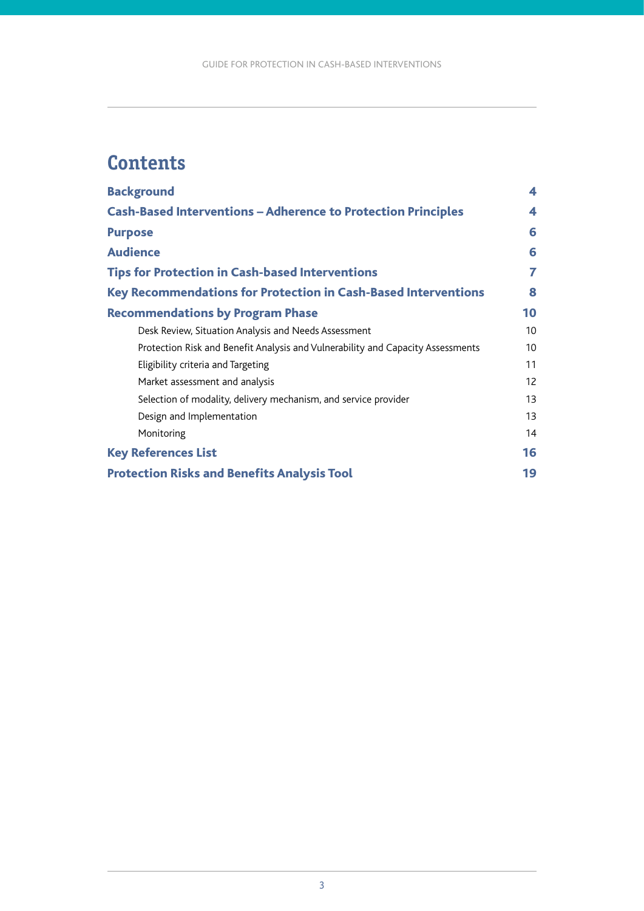# Contents

| | |
|---|---|
| **Background** | **4** |
| **Cash-Based Interventions – Adherence to Protection Principles** | **4** |
| **Purpose** | **6** |
| **Audience** | **6** |
| **Tips for Protection in Cash-based Interventions** | **7** |
| **Key Recommendations for Protection in Cash-Based Interventions** | **8** |
| **Recommendations by Program Phase** | **10** |
| Desk Review, Situation Analysis and Needs Assessment | 10 |
| Protection Risk and Benefit Analysis and Vulnerability and Capacity Assessments | 10 |
| Eligibility criteria and Targeting | 11 |
| Market assessment and analysis | 12 |
| Selection of modality, delivery mechanism, and service provider | 13 |
| Design and Implementation | 13 |
| Monitoring | 14 |
| **Key References List** | **16** |
| **Protection Risks and Benefits Analysis Tool** | **19** |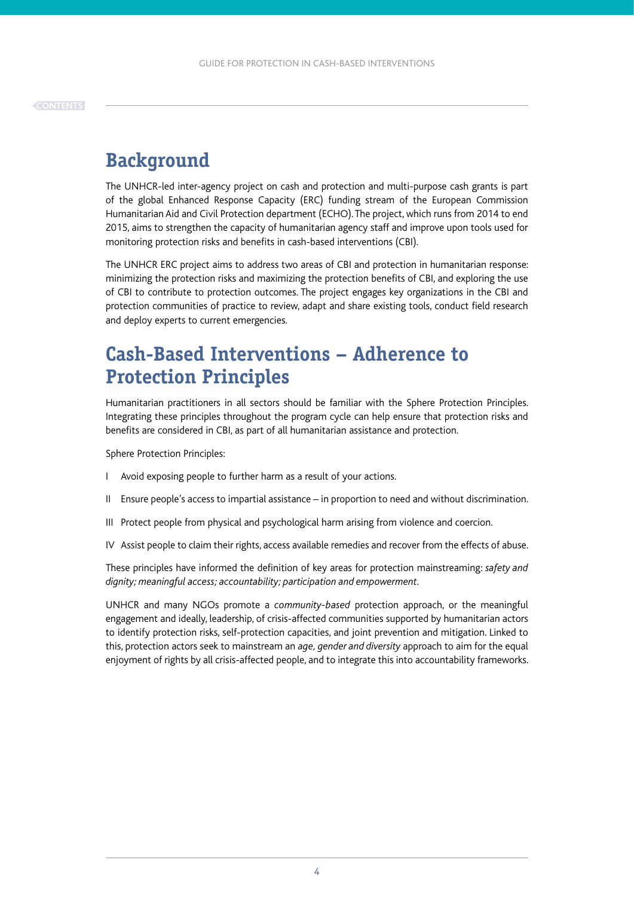# Background

The UNHCR-led inter-agency project on cash and protection and multi-purpose cash grants is part of the global Enhanced Response Capacity (ERC) funding stream of the European Commission Humanitarian Aid and Civil Protection department (ECHO). The project, which runs from 2014 to end 2015, aims to strengthen the capacity of humanitarian agency staff and improve upon tools used for monitoring protection risks and benefits in cash-based interventions (CBI).

The UNHCR ERC project aims to address two areas of CBI and protection in humanitarian response: minimizing the protection risks and maximizing the protection benefits of CBI, and exploring the use of CBI to contribute to protection outcomes. The project engages key organizations in the CBI and protection communities of practice to review, adapt and share existing tools, conduct field research and deploy experts to current emergencies.

# Cash-Based Interventions – Adherence to Protection Principles

Humanitarian practitioners in all sectors should be familiar with the Sphere Protection Principles. Integrating these principles throughout the program cycle can help ensure that protection risks and benefits are considered in CBI, as part of all humanitarian assistance and protection.

Sphere Protection Principles:

I Avoid exposing people to further harm as a result of your actions.

II Ensure people's access to impartial assistance – in proportion to need and without discrimination.

III Protect people from physical and psychological harm arising from violence and coercion.

IV Assist people to claim their rights, access available remedies and recover from the effects of abuse.

These principles have informed the definition of key areas for protection mainstreaming: *safety and dignity; meaningful access; accountability; participation and empowerment*.

UNHCR and many NGOs promote a *community-based* protection approach, or the meaningful engagement and ideally, leadership, of crisis-affected communities supported by humanitarian actors to identify protection risks, self-protection capacities, and joint prevention and mitigation. Linked to this, protection actors seek to mainstream an *age, gender and diversity* approach to aim for the equal enjoyment of rights by all crisis-affected people, and to integrate this into accountability frameworks.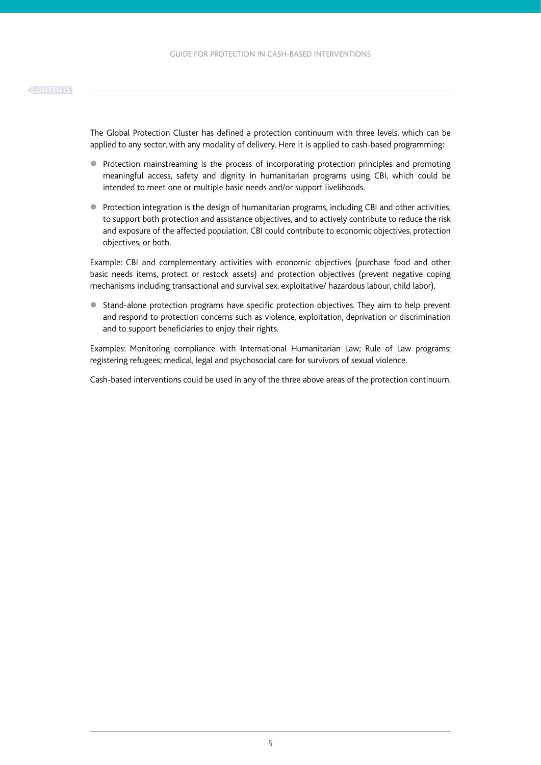The Global Protection Cluster has defined a protection continuum with three levels, which can be applied to any sector, with any modality of delivery. Here it is applied to cash-based programming:

- Protection mainstreaming is the process of incorporating protection principles and promoting meaningful access, safety and dignity in humanitarian programs using CBI, which could be intended to meet one or multiple basic needs and/or support livelihoods.
- Protection integration is the design of humanitarian programs, including CBI and other activities, to support both protection and assistance objectives, and to actively contribute to reduce the risk and exposure of the affected population. CBI could contribute to economic objectives, protection objectives, or both.

Example: CBI and complementary activities with economic objectives (purchase food and other basic needs items, protect or restock assets) and protection objectives (prevent negative coping mechanisms including transactional and survival sex, exploitative/ hazardous labour, child labor).

- Stand-alone protection programs have specific protection objectives. They aim to help prevent and respond to protection concerns such as violence, exploitation, deprivation or discrimination and to support beneficiaries to enjoy their rights.

Examples: Monitoring compliance with International Humanitarian Law; Rule of Law programs; registering refugees; medical, legal and psychosocial care for survivors of sexual violence.

Cash-based interventions could be used in any of the three above areas of the protection continuum.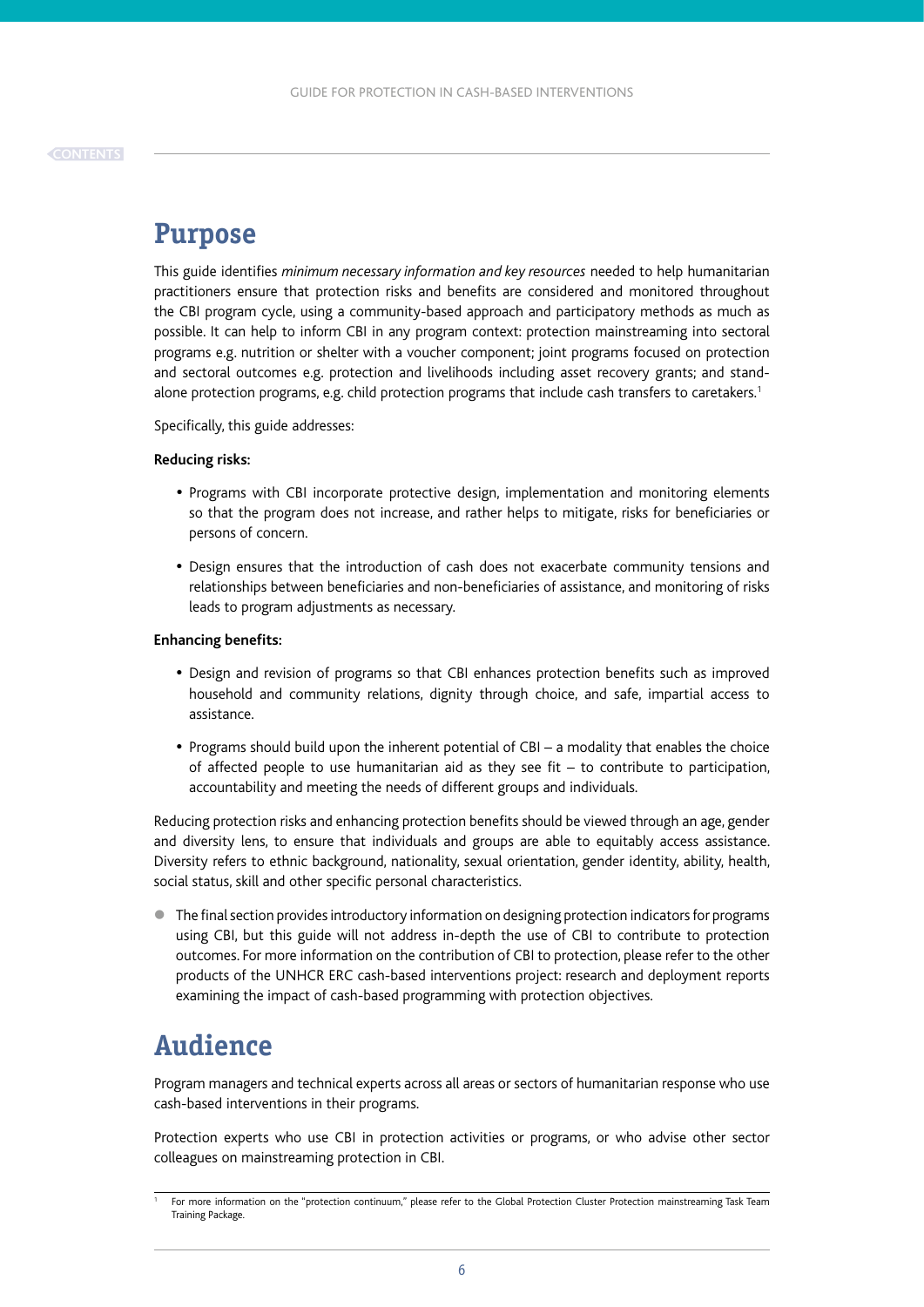# Purpose

This guide identifies *minimum necessary information and key resources* needed to help humanitarian practitioners ensure that protection risks and benefits are considered and monitored throughout the CBI program cycle, using a community-based approach and participatory methods as much as possible. It can help to inform CBI in any program context: protection mainstreaming into sectoral programs e.g. nutrition or shelter with a voucher component; joint programs focused on protection and sectoral outcomes e.g. protection and livelihoods including asset recovery grants; and stand-alone protection programs, e.g. child protection programs that include cash transfers to caretakers.[1]

Specifically, this guide addresses:

**Reducing risks:**

- Programs with CBI incorporate protective design, implementation and monitoring elements so that the program does not increase, and rather helps to mitigate, risks for beneficiaries or persons of concern.
- Design ensures that the introduction of cash does not exacerbate community tensions and relationships between beneficiaries and non-beneficiaries of assistance, and monitoring of risks leads to program adjustments as necessary.

**Enhancing benefits:**

- Design and revision of programs so that CBI enhances protection benefits such as improved household and community relations, dignity through choice, and safe, impartial access to assistance.
- Programs should build upon the inherent potential of CBI – a modality that enables the choice of affected people to use humanitarian aid as they see fit – to contribute to participation, accountability and meeting the needs of different groups and individuals.

Reducing protection risks and enhancing protection benefits should be viewed through an age, gender and diversity lens, to ensure that individuals and groups are able to equitably access assistance. Diversity refers to ethnic background, nationality, sexual orientation, gender identity, ability, health, social status, skill and other specific personal characteristics.

- The final section provides introductory information on designing protection indicators for programs using CBI, but this guide will not address in-depth the use of CBI to contribute to protection outcomes. For more information on the contribution of CBI to protection, please refer to the other products of the UNHCR ERC cash-based interventions project: research and deployment reports examining the impact of cash-based programming with protection objectives.

# Audience

Program managers and technical experts across all areas or sectors of humanitarian response who use cash-based interventions in their programs.

Protection experts who use CBI in protection activities or programs, or who advise other sector colleagues on mainstreaming protection in CBI.

[1] For more information on the "protection continuum," please refer to the Global Protection Cluster Protection mainstreaming Task Team Training Package.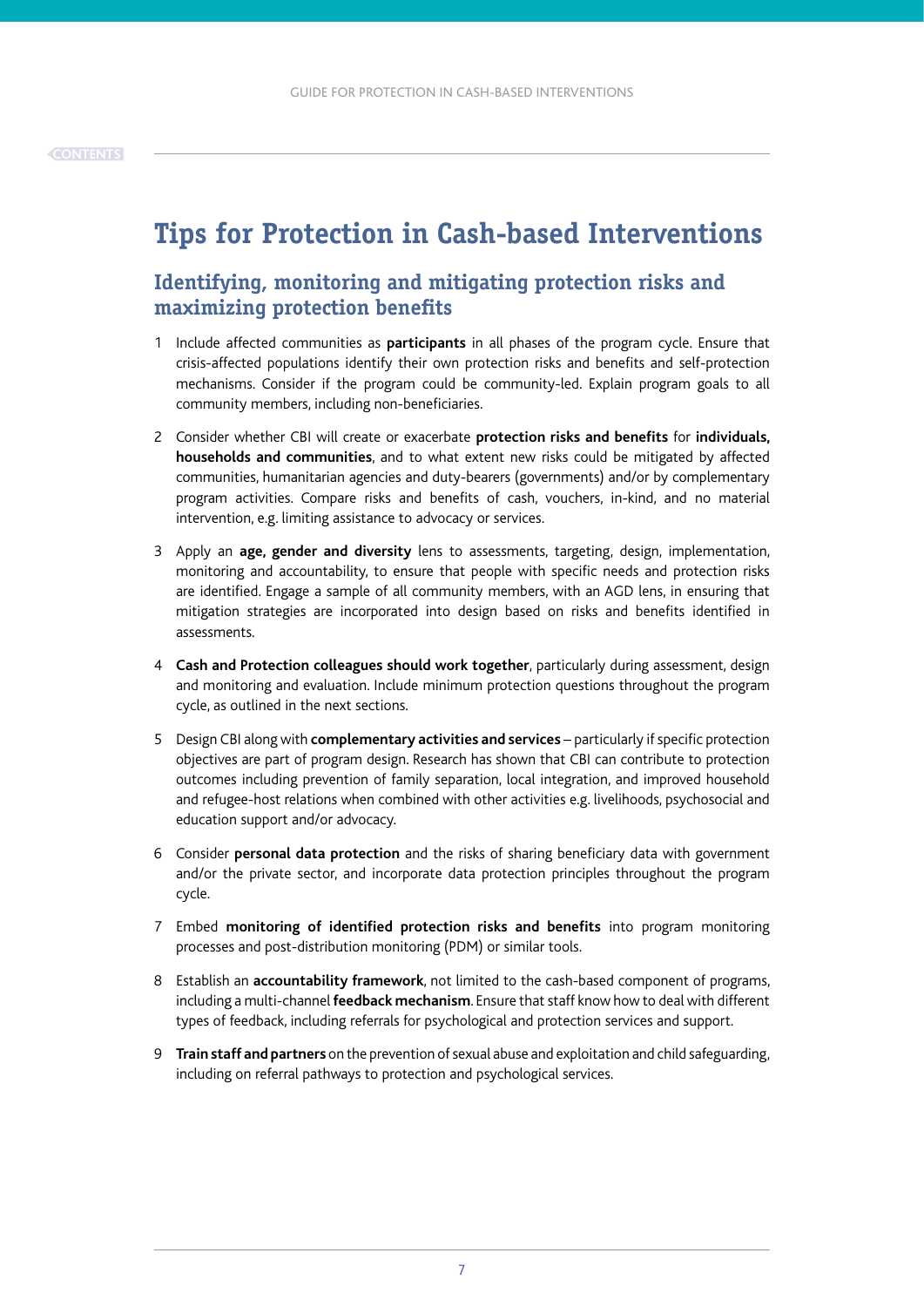# Tips for Protection in Cash-based Interventions

## Identifying, monitoring and mitigating protection risks and maximizing protection benefits

1. Include affected communities as **participants** in all phases of the program cycle. Ensure that crisis-affected populations identify their own protection risks and benefits and self-protection mechanisms. Consider if the program could be community-led. Explain program goals to all community members, including non-beneficiaries.

2. Consider whether CBI will create or exacerbate **protection risks and benefits** for **individuals, households and communities**, and to what extent new risks could be mitigated by affected communities, humanitarian agencies and duty-bearers (governments) and/or by complementary program activities. Compare risks and benefits of cash, vouchers, in-kind, and no material intervention, e.g. limiting assistance to advocacy or services.

3. Apply an **age, gender and diversity** lens to assessments, targeting, design, implementation, monitoring and accountability, to ensure that people with specific needs and protection risks are identified. Engage a sample of all community members, with an AGD lens, in ensuring that mitigation strategies are incorporated into design based on risks and benefits identified in assessments.

4. **Cash and Protection colleagues should work together**, particularly during assessment, design and monitoring and evaluation. Include minimum protection questions throughout the program cycle, as outlined in the next sections.

5. Design CBI along with **complementary activities and services** – particularly if specific protection objectives are part of program design. Research has shown that CBI can contribute to protection outcomes including prevention of family separation, local integration, and improved household and refugee-host relations when combined with other activities e.g. livelihoods, psychosocial and education support and/or advocacy.

6. Consider **personal data protection** and the risks of sharing beneficiary data with government and/or the private sector, and incorporate data protection principles throughout the program cycle.

7. Embed **monitoring of identified protection risks and benefits** into program monitoring processes and post-distribution monitoring (PDM) or similar tools.

8. Establish an **accountability framework**, not limited to the cash-based component of programs, including a multi-channel **feedback mechanism**. Ensure that staff know how to deal with different types of feedback, including referrals for psychological and protection services and support.

9. **Train staff and partners** on the prevention of sexual abuse and exploitation and child safeguarding, including on referral pathways to protection and psychological services.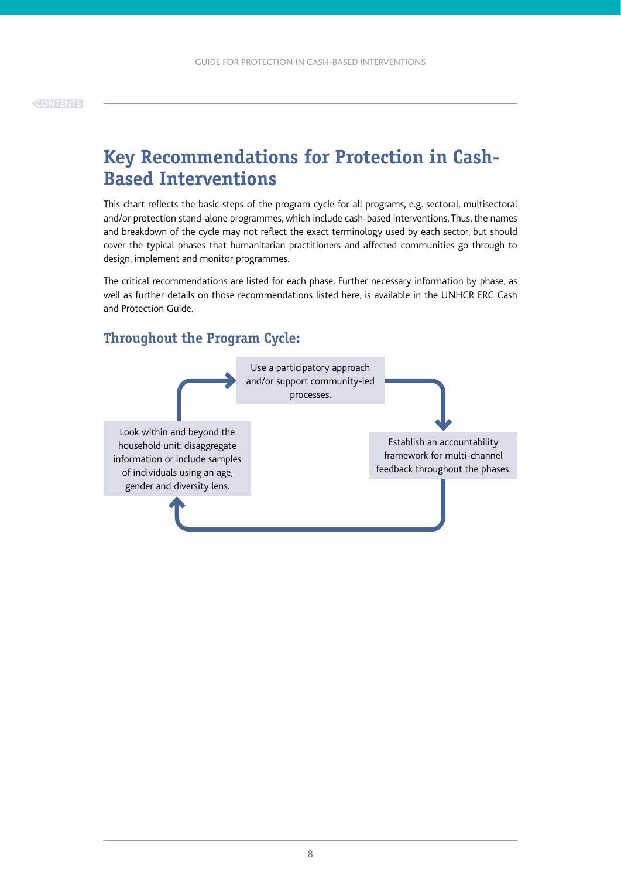# Key Recommendations for Protection in Cash-Based Interventions

This chart reflects the basic steps of the program cycle for all programs, e.g. sectoral, multisectoral and/or protection stand-alone programmes, which include cash-based interventions. Thus, the names and breakdown of the cycle may not reflect the exact terminology used by each sector, but should cover the typical phases that humanitarian practitioners and affected communities go through to design, implement and monitor programmes.

The critical recommendations are listed for each phase. Further necessary information by phase, as well as further details on those recommendations listed here, is available in the UNHCR ERC Cash and Protection Guide.

## Throughout the Program Cycle:

- Use a participatory approach and/or support community-led processes.
- Establish an accountability framework for multi-channel feedback throughout the phases.
- Look within and beyond the household unit: disaggregate information or include samples of individuals using an age, gender and diversity lens.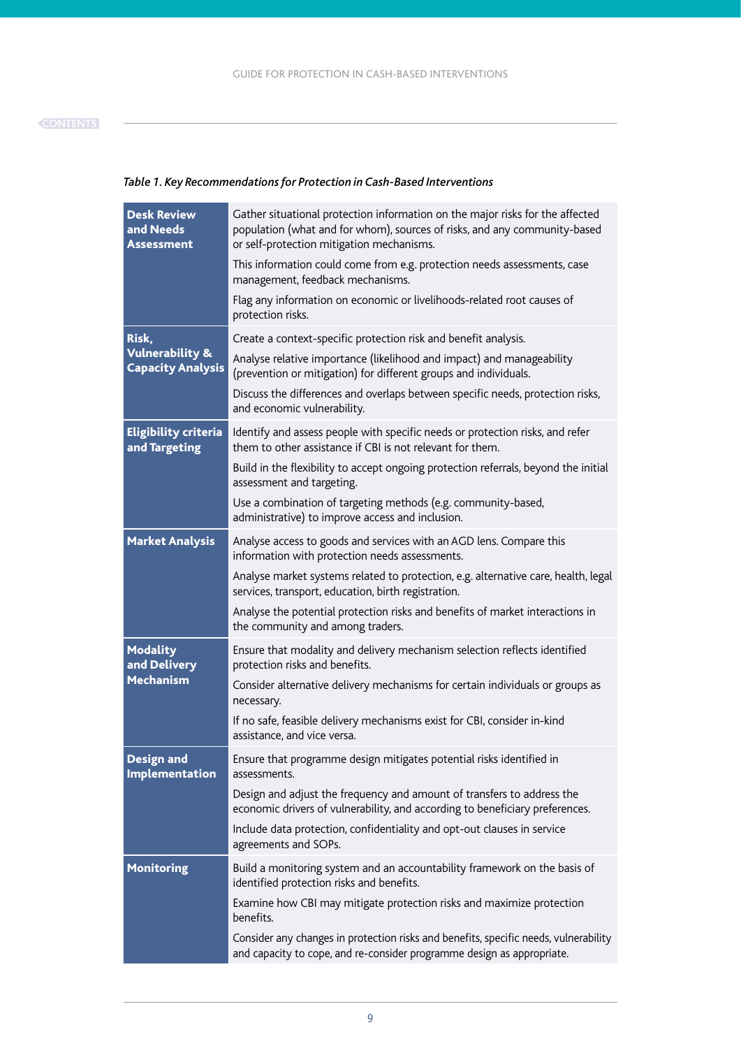*Table 1. Key Recommendations for Protection in Cash-Based Interventions*

| | |
|---|---|
| **Desk Review and Needs Assessment** | Gather situational protection information on the major risks for the affected population (what and for whom), sources of risks, and any community-based or self-protection mitigation mechanisms.<br>This information could come from e.g. protection needs assessments, case management, feedback mechanisms.<br>Flag any information on economic or livelihoods-related root causes of protection risks. |
| **Risk, Vulnerability & Capacity Analysis** | Create a context-specific protection risk and benefit analysis.<br>Analyse relative importance (likelihood and impact) and manageability (prevention or mitigation) for different groups and individuals.<br>Discuss the differences and overlaps between specific needs, protection risks, and economic vulnerability. |
| **Eligibility criteria and Targeting** | Identify and assess people with specific needs or protection risks, and refer them to other assistance if CBI is not relevant for them.<br>Build in the flexibility to accept ongoing protection referrals, beyond the initial assessment and targeting.<br>Use a combination of targeting methods (e.g. community-based, administrative) to improve access and inclusion. |
| **Market Analysis** | Analyse access to goods and services with an AGD lens. Compare this information with protection needs assessments.<br>Analyse market systems related to protection, e.g. alternative care, health, legal services, transport, education, birth registration.<br>Analyse the potential protection risks and benefits of market interactions in the community and among traders. |
| **Modality and Delivery Mechanism** | Ensure that modality and delivery mechanism selection reflects identified protection risks and benefits.<br>Consider alternative delivery mechanisms for certain individuals or groups as necessary.<br>If no safe, feasible delivery mechanisms exist for CBI, consider in-kind assistance, and vice versa. |
| **Design and Implementation** | Ensure that programme design mitigates potential risks identified in assessments.<br>Design and adjust the frequency and amount of transfers to address the economic drivers of vulnerability, and according to beneficiary preferences.<br>Include data protection, confidentiality and opt-out clauses in service agreements and SOPs. |
| **Monitoring** | Build a monitoring system and an accountability framework on the basis of identified protection risks and benefits.<br>Examine how CBI may mitigate protection risks and maximize protection benefits.<br>Consider any changes in protection risks and benefits, specific needs, vulnerability and capacity to cope, and re-consider programme design as appropriate. |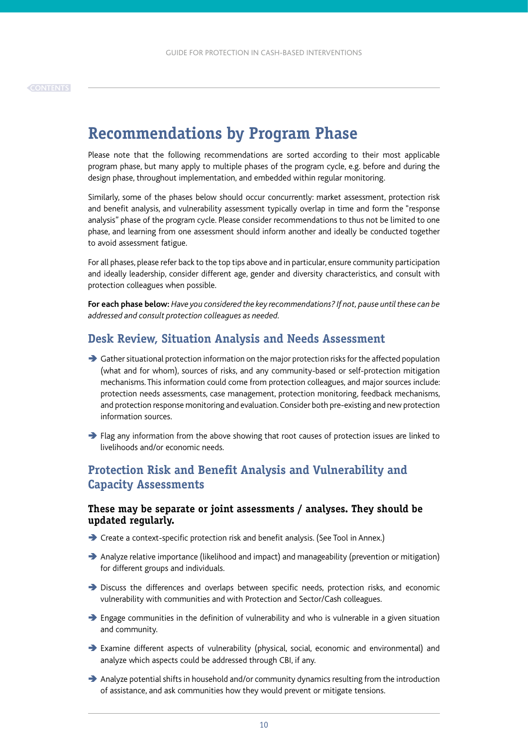# Recommendations by Program Phase

Please note that the following recommendations are sorted according to their most applicable program phase, but many apply to multiple phases of the program cycle, e.g. before and during the design phase, throughout implementation, and embedded within regular monitoring.

Similarly, some of the phases below should occur concurrently: market assessment, protection risk and benefit analysis, and vulnerability assessment typically overlap in time and form the "response analysis" phase of the program cycle. Please consider recommendations to thus not be limited to one phase, and learning from one assessment should inform another and ideally be conducted together to avoid assessment fatigue.

For all phases, please refer back to the top tips above and in particular, ensure community participation and ideally leadership, consider different age, gender and diversity characteristics, and consult with protection colleagues when possible.

**For each phase below:** *Have you considered the key recommendations? If not, pause until these can be addressed and consult protection colleagues as needed.*

## Desk Review, Situation Analysis and Needs Assessment

- Gather situational protection information on the major protection risks for the affected population (what and for whom), sources of risks, and any community-based or self-protection mitigation mechanisms. This information could come from protection colleagues, and major sources include: protection needs assessments, case management, protection monitoring, feedback mechanisms, and protection response monitoring and evaluation. Consider both pre-existing and new protection information sources.
- Flag any information from the above showing that root causes of protection issues are linked to livelihoods and/or economic needs.

## Protection Risk and Benefit Analysis and Vulnerability and Capacity Assessments

### These may be separate or joint assessments / analyses. They should be updated regularly.

- Create a context-specific protection risk and benefit analysis. (See Tool in Annex.)
- Analyze relative importance (likelihood and impact) and manageability (prevention or mitigation) for different groups and individuals.
- Discuss the differences and overlaps between specific needs, protection risks, and economic vulnerability with communities and with Protection and Sector/Cash colleagues.
- Engage communities in the definition of vulnerability and who is vulnerable in a given situation and community.
- Examine different aspects of vulnerability (physical, social, economic and environmental) and analyze which aspects could be addressed through CBI, if any.
- Analyze potential shifts in household and/or community dynamics resulting from the introduction of assistance, and ask communities how they would prevent or mitigate tensions.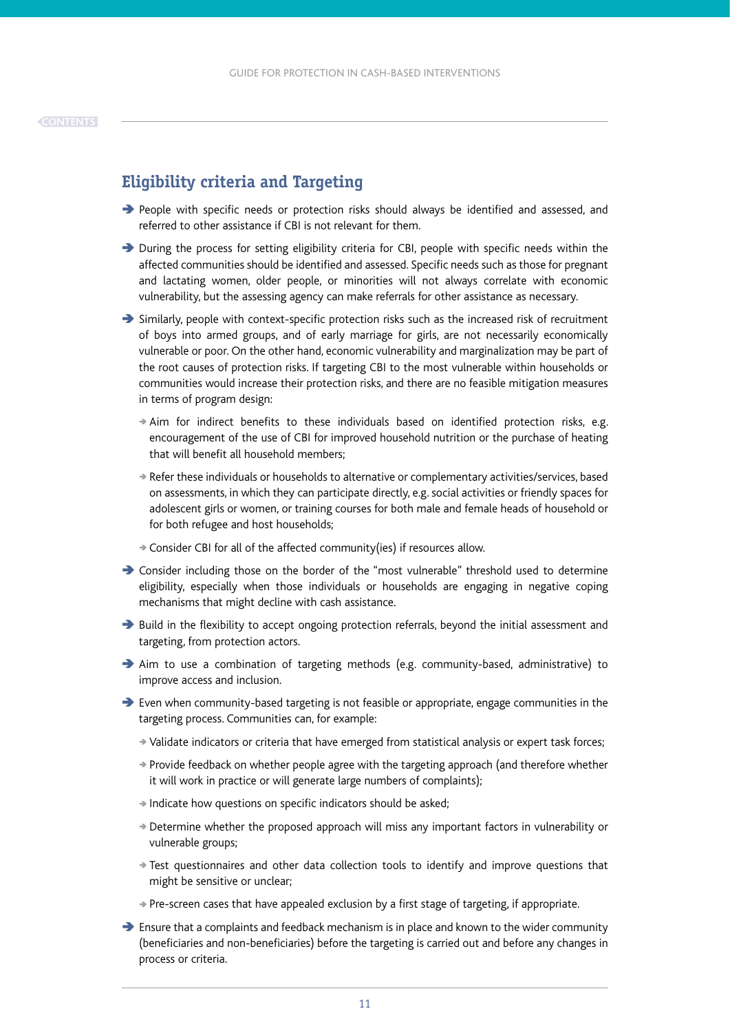## Eligibility criteria and Targeting

- People with specific needs or protection risks should always be identified and assessed, and referred to other assistance if CBI is not relevant for them.
- During the process for setting eligibility criteria for CBI, people with specific needs within the affected communities should be identified and assessed. Specific needs such as those for pregnant and lactating women, older people, or minorities will not always correlate with economic vulnerability, but the assessing agency can make referrals for other assistance as necessary.
- Similarly, people with context-specific protection risks such as the increased risk of recruitment of boys into armed groups, and of early marriage for girls, are not necessarily economically vulnerable or poor. On the other hand, economic vulnerability and marginalization may be part of the root causes of protection risks. If targeting CBI to the most vulnerable within households or communities would increase their protection risks, and there are no feasible mitigation measures in terms of program design:
  - Aim for indirect benefits to these individuals based on identified protection risks, e.g. encouragement of the use of CBI for improved household nutrition or the purchase of heating that will benefit all household members;
  - Refer these individuals or households to alternative or complementary activities/services, based on assessments, in which they can participate directly, e.g. social activities or friendly spaces for adolescent girls or women, or training courses for both male and female heads of household or for both refugee and host households;
  - Consider CBI for all of the affected community(ies) if resources allow.
- Consider including those on the border of the "most vulnerable" threshold used to determine eligibility, especially when those individuals or households are engaging in negative coping mechanisms that might decline with cash assistance.
- Build in the flexibility to accept ongoing protection referrals, beyond the initial assessment and targeting, from protection actors.
- Aim to use a combination of targeting methods (e.g. community-based, administrative) to improve access and inclusion.
- Even when community-based targeting is not feasible or appropriate, engage communities in the targeting process. Communities can, for example:
  - Validate indicators or criteria that have emerged from statistical analysis or expert task forces;
  - Provide feedback on whether people agree with the targeting approach (and therefore whether it will work in practice or will generate large numbers of complaints);
  - Indicate how questions on specific indicators should be asked;
  - Determine whether the proposed approach will miss any important factors in vulnerability or vulnerable groups;
  - Test questionnaires and other data collection tools to identify and improve questions that might be sensitive or unclear;
  - Pre-screen cases that have appealed exclusion by a first stage of targeting, if appropriate.
- Ensure that a complaints and feedback mechanism is in place and known to the wider community (beneficiaries and non-beneficiaries) before the targeting is carried out and before any changes in process or criteria.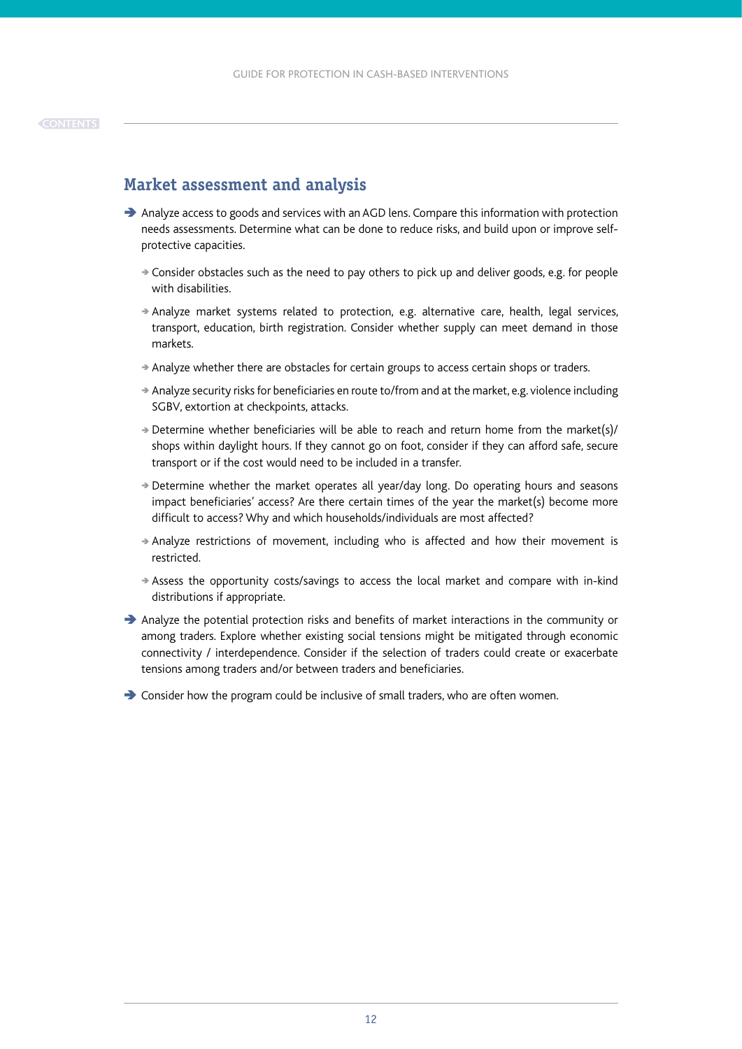## Market assessment and analysis

- Analyze access to goods and services with an AGD lens. Compare this information with protection needs assessments. Determine what can be done to reduce risks, and build upon or improve self-protective capacities.
  - Consider obstacles such as the need to pay others to pick up and deliver goods, e.g. for people with disabilities.
  - Analyze market systems related to protection, e.g. alternative care, health, legal services, transport, education, birth registration. Consider whether supply can meet demand in those markets.
  - Analyze whether there are obstacles for certain groups to access certain shops or traders.
  - Analyze security risks for beneficiaries en route to/from and at the market, e.g. violence including SGBV, extortion at checkpoints, attacks.
  - Determine whether beneficiaries will be able to reach and return home from the market(s)/ shops within daylight hours. If they cannot go on foot, consider if they can afford safe, secure transport or if the cost would need to be included in a transfer.
  - Determine whether the market operates all year/day long. Do operating hours and seasons impact beneficiaries' access? Are there certain times of the year the market(s) become more difficult to access? Why and which households/individuals are most affected?
  - Analyze restrictions of movement, including who is affected and how their movement is restricted.
  - Assess the opportunity costs/savings to access the local market and compare with in-kind distributions if appropriate.
- Analyze the potential protection risks and benefits of market interactions in the community or among traders. Explore whether existing social tensions might be mitigated through economic connectivity / interdependence. Consider if the selection of traders could create or exacerbate tensions among traders and/or between traders and beneficiaries.
- Consider how the program could be inclusive of small traders, who are often women.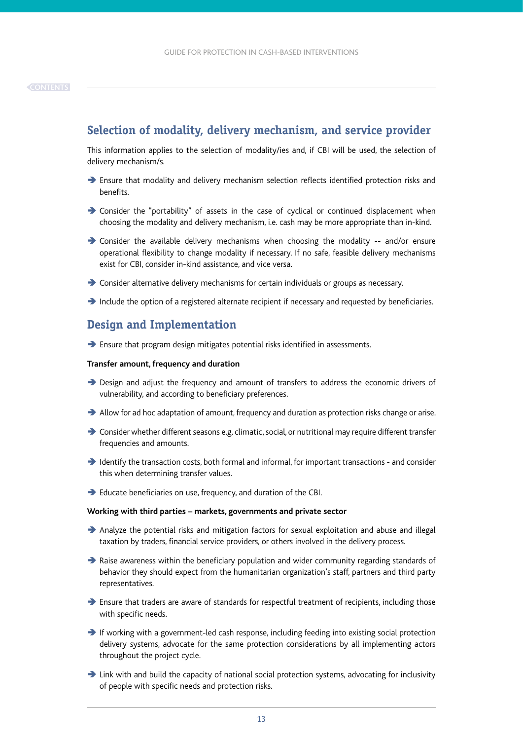## Selection of modality, delivery mechanism, and service provider

This information applies to the selection of modality/ies and, if CBI will be used, the selection of delivery mechanism/s.

- Ensure that modality and delivery mechanism selection reflects identified protection risks and benefits.
- Consider the "portability" of assets in the case of cyclical or continued displacement when choosing the modality and delivery mechanism, i.e. cash may be more appropriate than in-kind.
- Consider the available delivery mechanisms when choosing the modality -- and/or ensure operational flexibility to change modality if necessary. If no safe, feasible delivery mechanisms exist for CBI, consider in-kind assistance, and vice versa.
- Consider alternative delivery mechanisms for certain individuals or groups as necessary.
- Include the option of a registered alternate recipient if necessary and requested by beneficiaries.

## Design and Implementation

- Ensure that program design mitigates potential risks identified in assessments.

**Transfer amount, frequency and duration**

- Design and adjust the frequency and amount of transfers to address the economic drivers of vulnerability, and according to beneficiary preferences.
- Allow for ad hoc adaptation of amount, frequency and duration as protection risks change or arise.
- Consider whether different seasons e.g. climatic, social, or nutritional may require different transfer frequencies and amounts.
- Identify the transaction costs, both formal and informal, for important transactions - and consider this when determining transfer values.
- Educate beneficiaries on use, frequency, and duration of the CBI.

**Working with third parties – markets, governments and private sector**

- Analyze the potential risks and mitigation factors for sexual exploitation and abuse and illegal taxation by traders, financial service providers, or others involved in the delivery process.
- Raise awareness within the beneficiary population and wider community regarding standards of behavior they should expect from the humanitarian organization's staff, partners and third party representatives.
- Ensure that traders are aware of standards for respectful treatment of recipients, including those with specific needs.
- If working with a government-led cash response, including feeding into existing social protection delivery systems, advocate for the same protection considerations by all implementing actors throughout the project cycle.
- Link with and build the capacity of national social protection systems, advocating for inclusivity of people with specific needs and protection risks.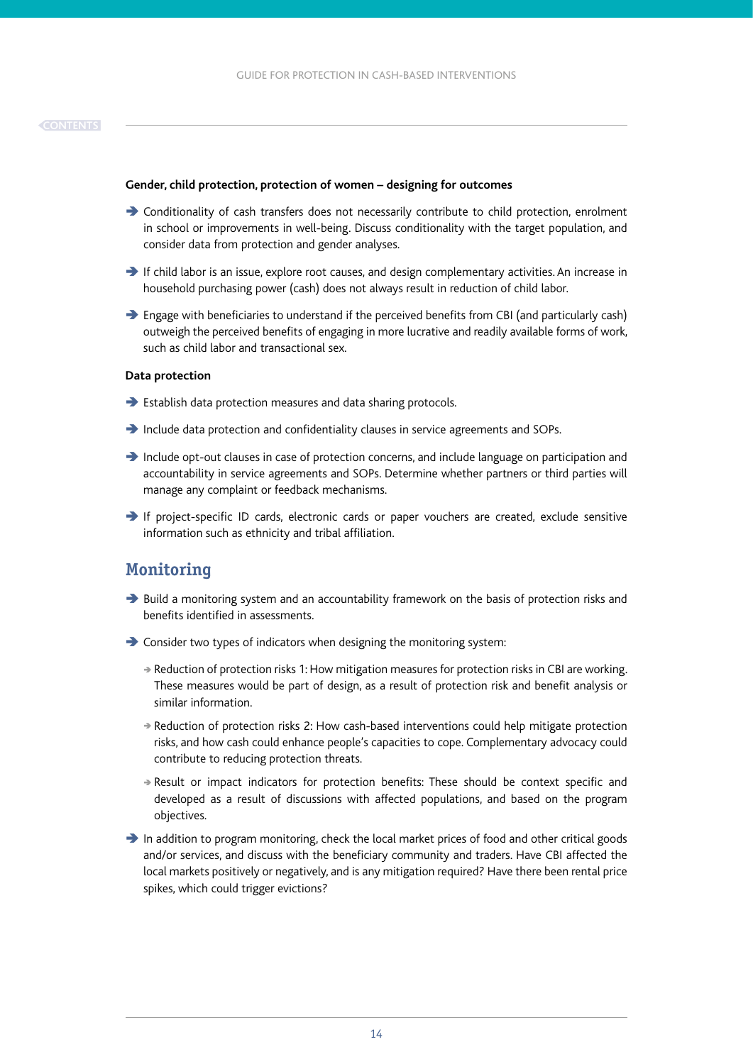**Gender, child protection, protection of women – designing for outcomes**

- Conditionality of cash transfers does not necessarily contribute to child protection, enrolment in school or improvements in well-being. Discuss conditionality with the target population, and consider data from protection and gender analyses.
- If child labor is an issue, explore root causes, and design complementary activities. An increase in household purchasing power (cash) does not always result in reduction of child labor.
- Engage with beneficiaries to understand if the perceived benefits from CBI (and particularly cash) outweigh the perceived benefits of engaging in more lucrative and readily available forms of work, such as child labor and transactional sex.

**Data protection**

- Establish data protection measures and data sharing protocols.
- Include data protection and confidentiality clauses in service agreements and SOPs.
- Include opt-out clauses in case of protection concerns, and include language on participation and accountability in service agreements and SOPs. Determine whether partners or third parties will manage any complaint or feedback mechanisms.
- If project-specific ID cards, electronic cards or paper vouchers are created, exclude sensitive information such as ethnicity and tribal affiliation.

## Monitoring

- Build a monitoring system and an accountability framework on the basis of protection risks and benefits identified in assessments.
- Consider two types of indicators when designing the monitoring system:
  - Reduction of protection risks 1: How mitigation measures for protection risks in CBI are working. These measures would be part of design, as a result of protection risk and benefit analysis or similar information.
  - Reduction of protection risks 2: How cash-based interventions could help mitigate protection risks, and how cash could enhance people's capacities to cope. Complementary advocacy could contribute to reducing protection threats.
  - Result or impact indicators for protection benefits: These should be context specific and developed as a result of discussions with affected populations, and based on the program objectives.
- In addition to program monitoring, check the local market prices of food and other critical goods and/or services, and discuss with the beneficiary community and traders. Have CBI affected the local markets positively or negatively, and is any mitigation required? Have there been rental price spikes, which could trigger evictions?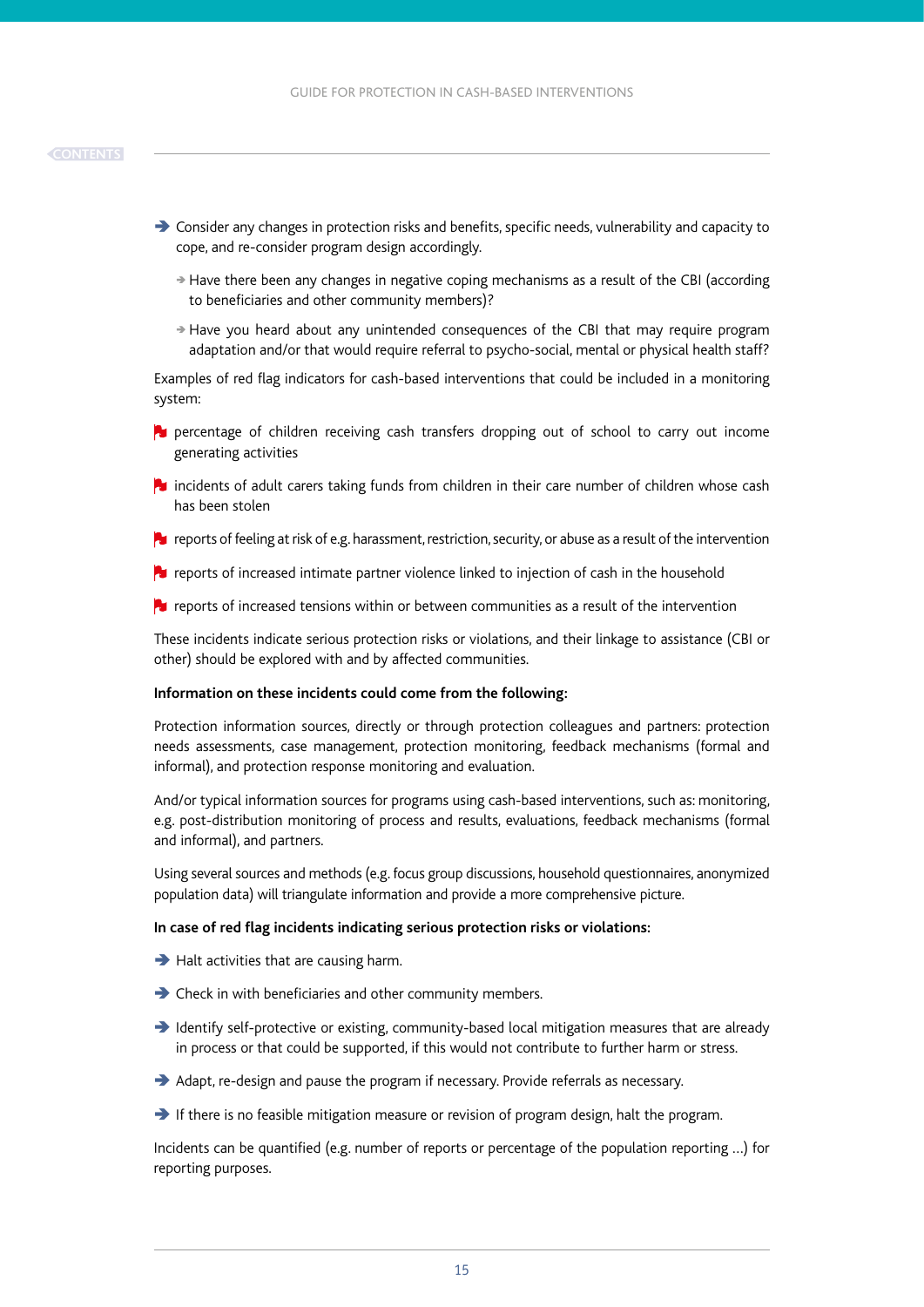- ➔ Consider any changes in protection risks and benefits, specific needs, vulnerability and capacity to cope, and re-consider program design accordingly.
  - ➔ Have there been any changes in negative coping mechanisms as a result of the CBI (according to beneficiaries and other community members)?
  - ➔ Have you heard about any unintended consequences of the CBI that may require program adaptation and/or that would require referral to psycho-social, mental or physical health staff?

Examples of red flag indicators for cash-based interventions that could be included in a monitoring system:

- percentage of children receiving cash transfers dropping out of school to carry out income generating activities
- incidents of adult carers taking funds from children in their care number of children whose cash has been stolen
- reports of feeling at risk of e.g. harassment, restriction, security, or abuse as a result of the intervention
- reports of increased intimate partner violence linked to injection of cash in the household
- reports of increased tensions within or between communities as a result of the intervention

These incidents indicate serious protection risks or violations, and their linkage to assistance (CBI or other) should be explored with and by affected communities.

**Information on these incidents could come from the following:**

Protection information sources, directly or through protection colleagues and partners: protection needs assessments, case management, protection monitoring, feedback mechanisms (formal and informal), and protection response monitoring and evaluation.

And/or typical information sources for programs using cash-based interventions, such as: monitoring, e.g. post-distribution monitoring of process and results, evaluations, feedback mechanisms (formal and informal), and partners.

Using several sources and methods (e.g. focus group discussions, household questionnaires, anonymized population data) will triangulate information and provide a more comprehensive picture.

**In case of red flag incidents indicating serious protection risks or violations:**

- ➔ Halt activities that are causing harm.
- ➔ Check in with beneficiaries and other community members.
- ➔ Identify self-protective or existing, community-based local mitigation measures that are already in process or that could be supported, if this would not contribute to further harm or stress.
- ➔ Adapt, re-design and pause the program if necessary. Provide referrals as necessary.
- ➔ If there is no feasible mitigation measure or revision of program design, halt the program.

Incidents can be quantified (e.g. number of reports or percentage of the population reporting ...) for reporting purposes.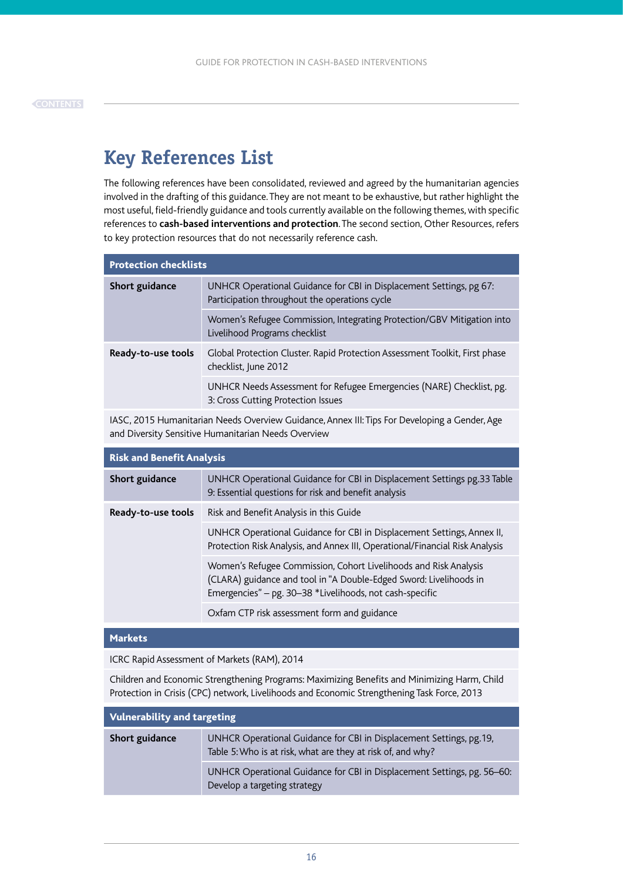# Key References List

The following references have been consolidated, reviewed and agreed by the humanitarian agencies involved in the drafting of this guidance. They are not meant to be exhaustive, but rather highlight the most useful, field-friendly guidance and tools currently available on the following themes, with specific references to **cash-based interventions and protection**. The second section, Other Resources, refers to key protection resources that do not necessarily reference cash.

| **Protection checklists** | |
|---|---|
| **Short guidance** | UNHCR Operational Guidance for CBI in Displacement Settings, pg 67: Participation throughout the operations cycle |
| | Women's Refugee Commission, Integrating Protection/GBV Mitigation into Livelihood Programs checklist |
| **Ready-to-use tools** | Global Protection Cluster. Rapid Protection Assessment Toolkit, First phase checklist, June 2012 |
| | UNHCR Needs Assessment for Refugee Emergencies (NARE) Checklist, pg. 3: Cross Cutting Protection Issues |
| IASC, 2015 Humanitarian Needs Overview Guidance, Annex III: Tips For Developing a Gender, Age and Diversity Sensitive Humanitarian Needs Overview | |

| **Risk and Benefit Analysis** | |
|---|---|
| **Short guidance** | UNHCR Operational Guidance for CBI in Displacement Settings pg.33 Table 9: Essential questions for risk and benefit analysis |
| **Ready-to-use tools** | Risk and Benefit Analysis in this Guide |
| | UNHCR Operational Guidance for CBI in Displacement Settings, Annex II, Protection Risk Analysis, and Annex III, Operational/Financial Risk Analysis |
| | Women's Refugee Commission, Cohort Livelihoods and Risk Analysis (CLARA) guidance and tool in "A Double-Edged Sword: Livelihoods in Emergencies" – pg. 30–38 *Livelihoods, not cash-specific |
| | Oxfam CTP risk assessment form and guidance |

| **Markets** |
|---|
| ICRC Rapid Assessment of Markets (RAM), 2014 |
| Children and Economic Strengthening Programs: Maximizing Benefits and Minimizing Harm, Child Protection in Crisis (CPC) network, Livelihoods and Economic Strengthening Task Force, 2013 |

| **Vulnerability and targeting** | |
|---|---|
| **Short guidance** | UNHCR Operational Guidance for CBI in Displacement Settings, pg.19, Table 5: Who is at risk, what are they at risk of, and why? |
| | UNHCR Operational Guidance for CBI in Displacement Settings, pg. 56–60: Develop a targeting strategy |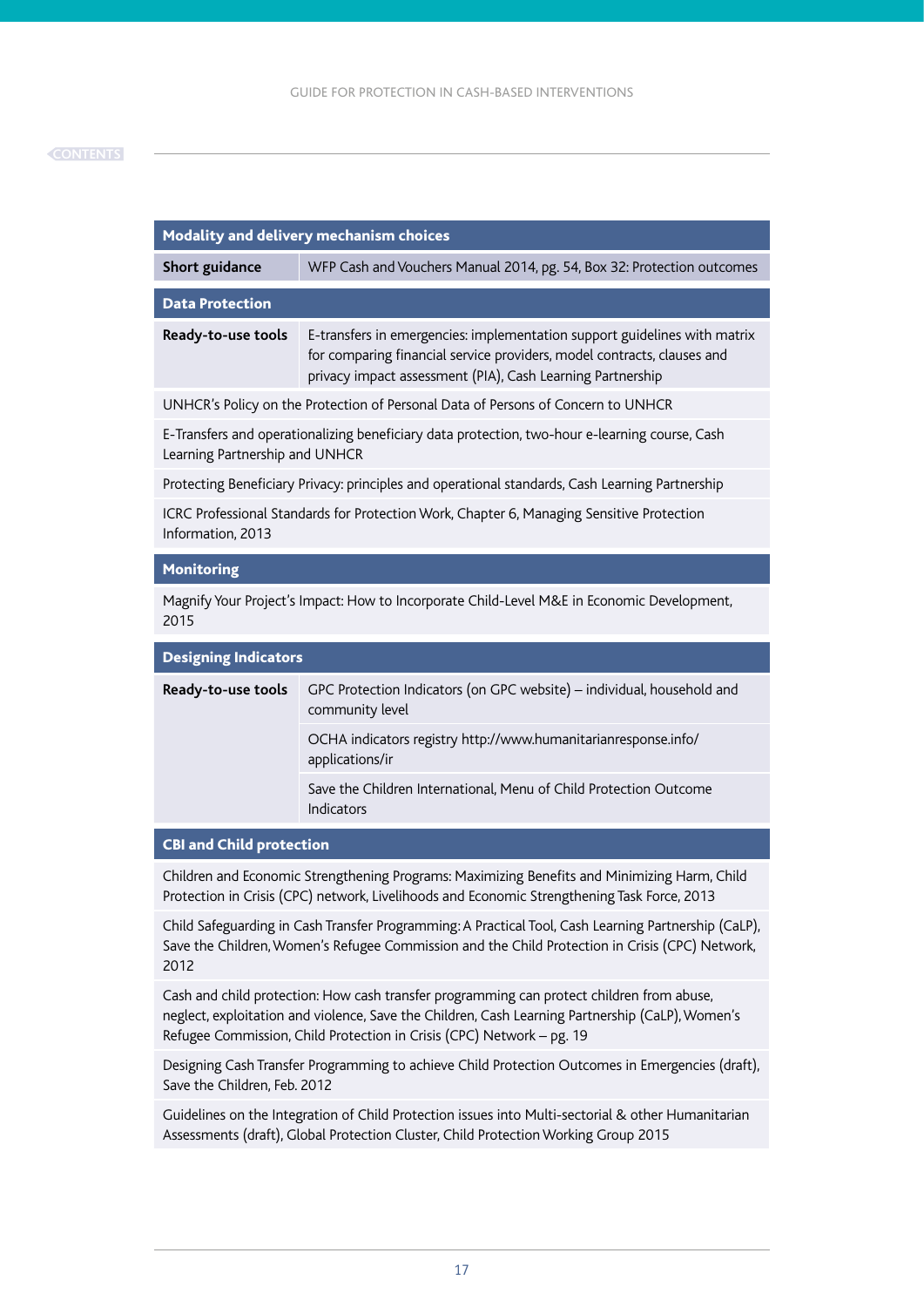| Modality and delivery mechanism choices | |
|---|---|
| **Short guidance** | WFP Cash and Vouchers Manual 2014, pg. 54, Box 32: Protection outcomes |
| **Data Protection** | |
| **Ready-to-use tools** | E-transfers in emergencies: implementation support guidelines with matrix for comparing financial service providers, model contracts, clauses and privacy impact assessment (PIA), Cash Learning Partnership |
| UNHCR's Policy on the Protection of Personal Data of Persons of Concern to UNHCR | |
| E-Transfers and operationalizing beneficiary data protection, two-hour e-learning course, Cash Learning Partnership and UNHCR | |
| Protecting Beneficiary Privacy: principles and operational standards, Cash Learning Partnership | |
| ICRC Professional Standards for Protection Work, Chapter 6, Managing Sensitive Protection Information, 2013 | |
| **Monitoring** | |
| Magnify Your Project's Impact: How to Incorporate Child-Level M&E in Economic Development, 2015 | |
| **Designing Indicators** | |
| **Ready-to-use tools** | GPC Protection Indicators (on GPC website) – individual, household and community level |
| | OCHA indicators registry http://www.humanitarianresponse.info/applications/ir |
| | Save the Children International, Menu of Child Protection Outcome Indicators |
| **CBI and Child protection** | |
| Children and Economic Strengthening Programs: Maximizing Benefits and Minimizing Harm, Child Protection in Crisis (CPC) network, Livelihoods and Economic Strengthening Task Force, 2013 | |
| Child Safeguarding in Cash Transfer Programming: A Practical Tool, Cash Learning Partnership (CaLP), Save the Children, Women's Refugee Commission and the Child Protection in Crisis (CPC) Network, 2012 | |
| Cash and child protection: How cash transfer programming can protect children from abuse, neglect, exploitation and violence, Save the Children, Cash Learning Partnership (CaLP), Women's Refugee Commission, Child Protection in Crisis (CPC) Network – pg. 19 | |
| Designing Cash Transfer Programming to achieve Child Protection Outcomes in Emergencies (draft), Save the Children, Feb. 2012 | |
| Guidelines on the Integration of Child Protection issues into Multi-sectorial & other Humanitarian Assessments (draft), Global Protection Cluster, Child Protection Working Group 2015 | |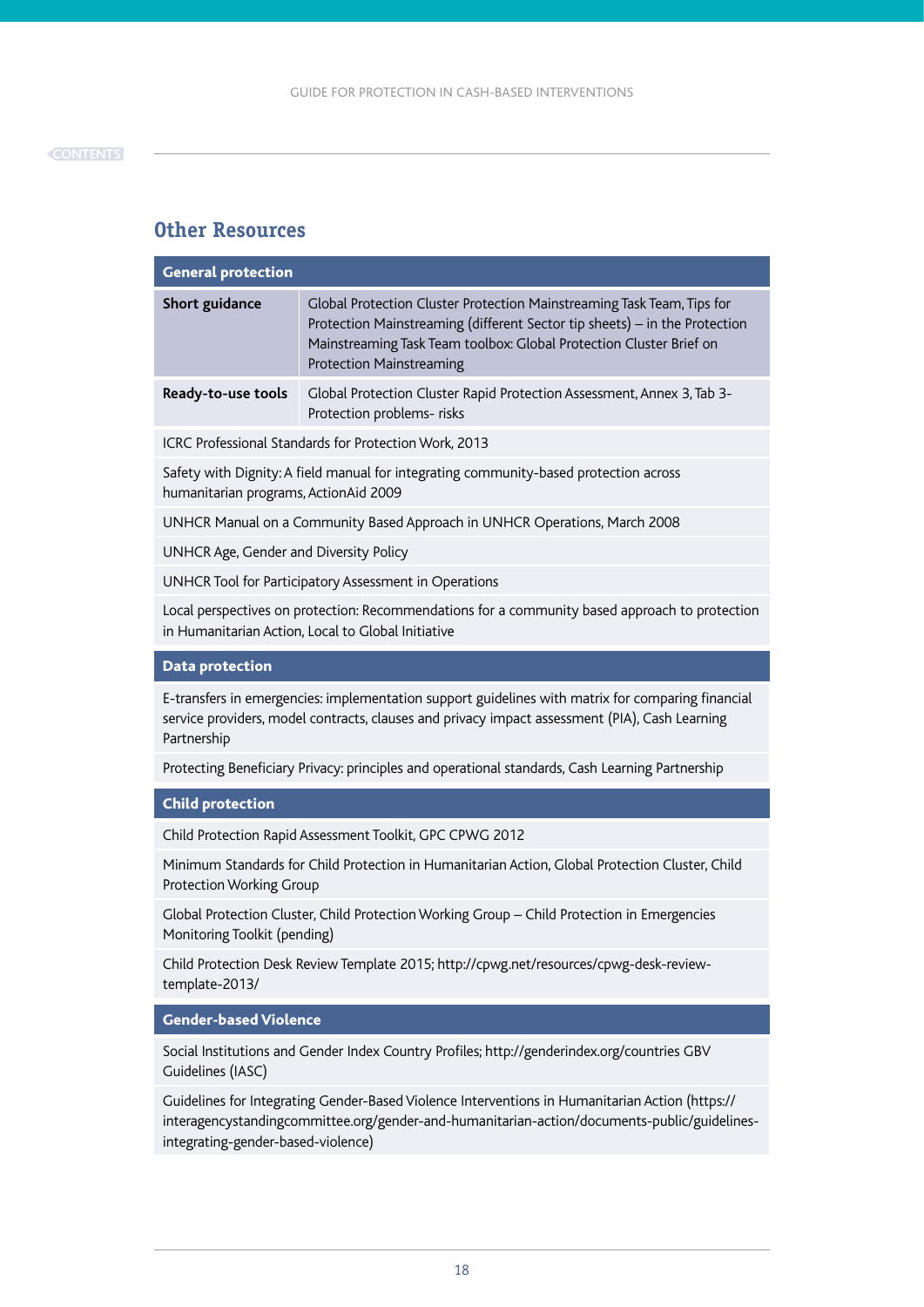## Other Resources

| General protection | |
|---|---|
| **Short guidance** | Global Protection Cluster Protection Mainstreaming Task Team, Tips for Protection Mainstreaming (different Sector tip sheets) – in the Protection Mainstreaming Task Team toolbox: Global Protection Cluster Brief on Protection Mainstreaming |
| **Ready-to-use tools** | Global Protection Cluster Rapid Protection Assessment, Annex 3, Tab 3- Protection problems- risks |
| ICRC Professional Standards for Protection Work, 2013 | |
| Safety with Dignity: A field manual for integrating community-based protection across humanitarian programs, ActionAid 2009 | |
| UNHCR Manual on a Community Based Approach in UNHCR Operations, March 2008 | |
| UNHCR Age, Gender and Diversity Policy | |
| UNHCR Tool for Participatory Assessment in Operations | |
| Local perspectives on protection: Recommendations for a community based approach to protection in Humanitarian Action, Local to Global Initiative | |
| **Data protection** | |
| E-transfers in emergencies: implementation support guidelines with matrix for comparing financial service providers, model contracts, clauses and privacy impact assessment (PIA), Cash Learning Partnership | |
| Protecting Beneficiary Privacy: principles and operational standards, Cash Learning Partnership | |
| **Child protection** | |
| Child Protection Rapid Assessment Toolkit, GPC CPWG 2012 | |
| Minimum Standards for Child Protection in Humanitarian Action, Global Protection Cluster, Child Protection Working Group | |
| Global Protection Cluster, Child Protection Working Group – Child Protection in Emergencies Monitoring Toolkit (pending) | |
| Child Protection Desk Review Template 2015; http://cpwg.net/resources/cpwg-desk-review-template-2013/ | |
| **Gender-based Violence** | |
| Social Institutions and Gender Index Country Profiles; http://genderindex.org/countries GBV Guidelines (IASC) | |
| Guidelines for Integrating Gender-Based Violence Interventions in Humanitarian Action (https://interagencystandingcommittee.org/gender-and-humanitarian-action/documents-public/guidelines-integrating-gender-based-violence) | |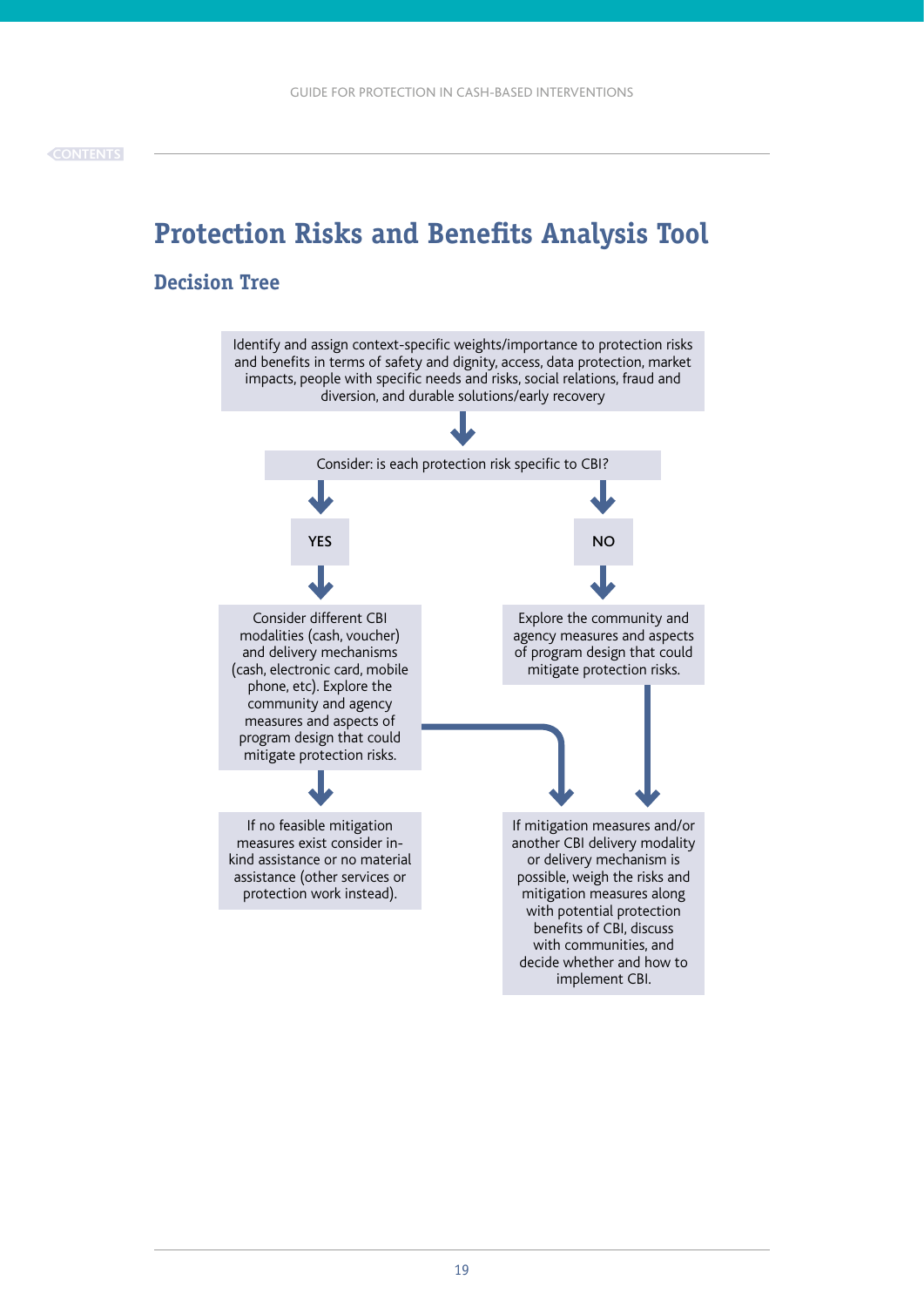# Protection Risks and Benefits Analysis Tool

## Decision Tree

Identify and assign context-specific weights/importance to protection risks and benefits in terms of safety and dignity, access, data protection, market impacts, people with specific needs and risks, social relations, fraud and diversion, and durable solutions/early recovery

Consider: is each protection risk specific to CBI?

**YES**

Consider different CBI modalities (cash, voucher) and delivery mechanisms (cash, electronic card, mobile phone, etc). Explore the community and agency measures and aspects of program design that could mitigate protection risks.

If no feasible mitigation measures exist consider in-kind assistance or no material assistance (other services or protection work instead).

**NO**

Explore the community and agency measures and aspects of program design that could mitigate protection risks.

If mitigation measures and/or another CBI delivery modality or delivery mechanism is possible, weigh the risks and mitigation measures along with potential protection benefits of CBI, discuss with communities, and decide whether and how to implement CBI.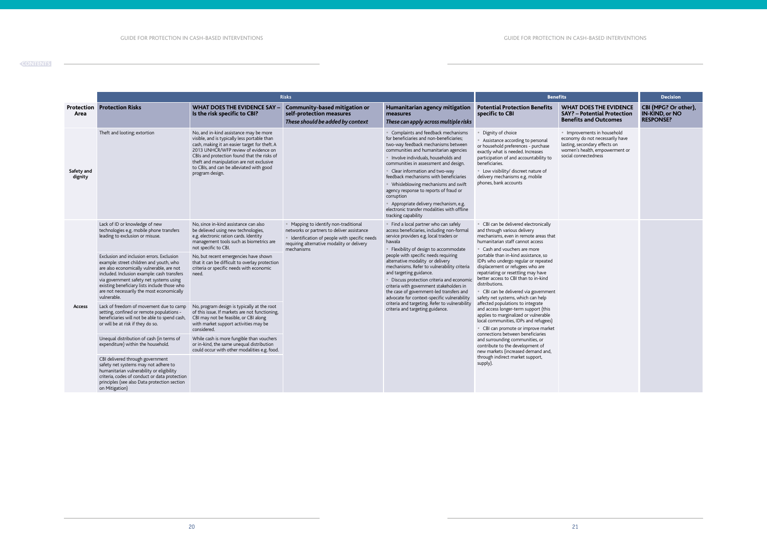| Protection Area | Risks | | | | Benefits | | Decision |
|---|---|---|---|---|---|---|---|
| | **Protection Risks** | **WHAT DOES THE EVIDENCE SAY – Is the risk specific to CBI?** | **Community-based mitigation or self-protection measures** *These should be added by context* | **Humanitarian agency mitigation measures** *These can apply across multiple risks* | **Potential Protection Benefits specific to CBI** | **WHAT DOES THE EVIDENCE SAY? – Potential Protection Benefits and Outcomes** | **CBI (MPG? Or other), IN-KIND, or NO RESPONSE?** |
| **Safety and dignity** | Theft and looting; extortion | No, and in-kind assistance may be more visible, and is typically less portable than cash, making it an easier target for theft. A 2013 UNHCR/WFP review of evidence on CBIs and protection found that the risks of theft and manipulation are not exclusive to CBIs, and can be alleviated with good program design. | | • Complaints and feedback mechanisms for beneficiaries and non-beneficiaries; two-way feedback mechanisms between communities and humanitarian agencies<br>• Involve individuals, households and communities in assessment and design.<br>• Clear information and two-way feedback mechanisms with beneficiaries<br>• Whisleblowing mechanisms and swift agency response to reports of fraud or corruption<br>• Appropriate delivery mechanism, e.g. electronic transfer modalities with offline tracking capability | • Dignity of choice<br>• Assistance according to personal or household preferences - purchase exactly what is needed. Increases participation of and accountability to beneficiaries.<br>• Low visibility/ discreet nature of delivery mechanisms e.g. mobile phones, bank accounts | • Improvements in household economy do not necessarily have lasting, secondary effects on women's health, empowerment or social connectedness | |
| **Access** | Lack of ID or knowledge of new technologies e.g. mobile phone transfers leading to exclusion or misuse. | No, since in-kind assistance can also be delivered using new technologies, e.g. electronic ration cards. Identity management tools such as biometrics are not specific to CBI. | • Mapping to identify non-traditional networks or partners to deliver assistance<br>• Identification of people with specific needs requiring alternative modality or delivery mechanisms | • Find a local partner who can safely access beneficiaries, including non-formal service providers e.g. local traders or hawala<br>• Flexibility of design to accommodate people with specific needs requiring alternative modality or delivery mechanisms. Refer to vulnerability criteria and targeting guidance.<br>• Discuss protection criteria and economic criteria with government stakeholders in the case of government-led transfers and advocate for context-specific vulnerability criteria and targeting. Refer to vulnerability criteria and targeting guidance. | • CBI can be delivered electronically and through various delivery mechanisms, even in remote areas that humanitarian staff cannot access<br>• Cash and vouchers are more portable than in-kind assistance, so IDPs who undergo regular or repeated displacement or refugees who are repatriating or resettling may have better access to CBI than to in-kind distributions.<br>• CBI can be delivered via government safety net systems, which can help affected populations to integrate and access longer-term support (this applies to marginalized or vulnerable local communities, IDPs and refugees)<br>• CBI can promote or improve market connections between beneficiaries and surrounding communities, or contribute to the development of new markets (increased demand and, through indirect market support, supply). | | |
| | Exclusion and inclusion errors. Exclusion example: street children and youth, who are also economically vulnerable, are not included. Inclusion example: cash transfers via government safety net systems using existing beneficiary lists include those who are not necessarily the most economically vulnerable. | No, but recent emergencies have shown that it can be difficult to overlay protection criteria or specific needs with economic need. | | | | | |
| | Lack of freedom of movement due to camp setting, confined or remote populations - beneficiaries will not be able to spend cash, or will be at risk if they do so. | No, program design is typically at the root of this issue. If markets are not functioning, CBI may not be feasible, or CBI along with market support activities may be considered. | | | | | |
| | Unequal distribution of cash (in terms of expenditure) within the household. | While cash is more fungible than vouchers or in-kind, the same unequal distribution could occur with other modalities e.g. food. | | | | | |
| | CBI delivered through government safety net systems may not adhere to humanitarian vulnerability or eligibility criteria, codes of conduct or data protection principles (see also Data protection section on Mitigation) | | | | | | |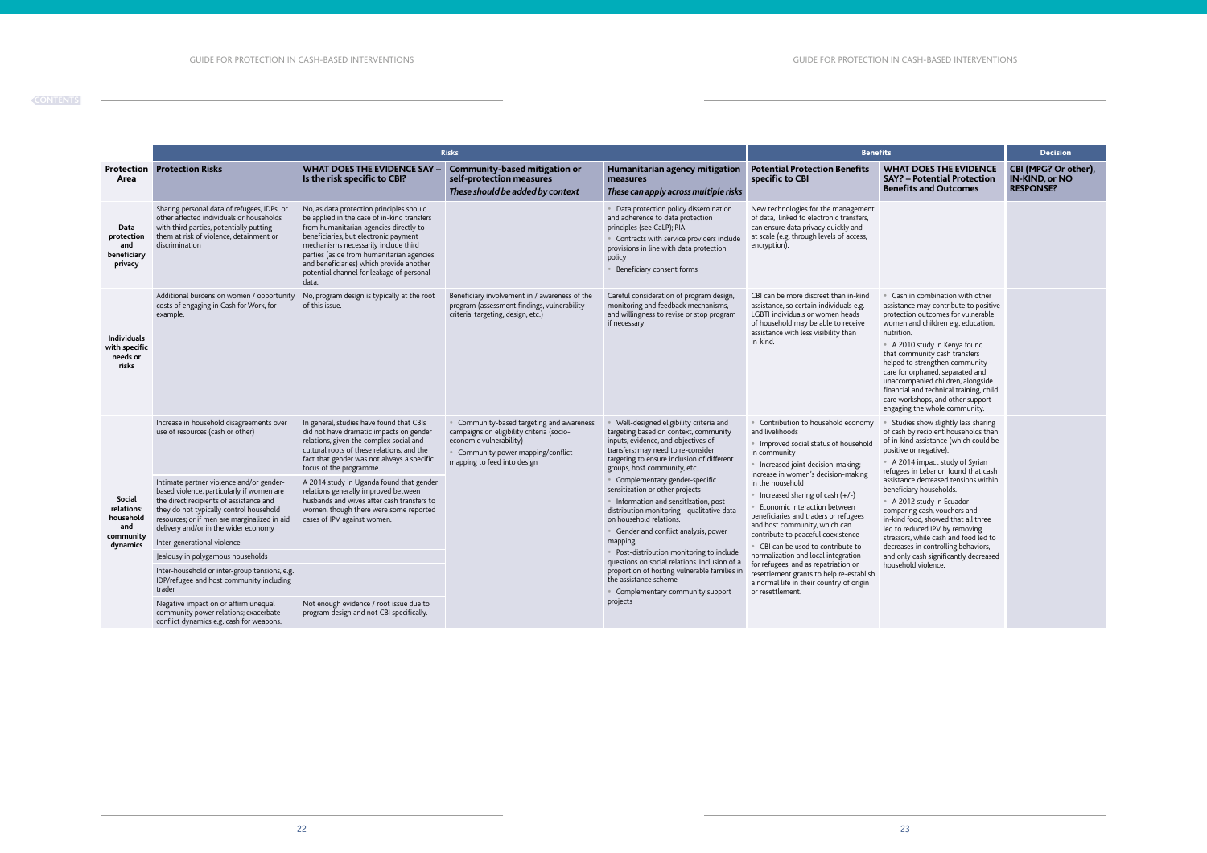| | Risks | | | | Benefits | | Decision |
|---|---|---|---|---|---|---|---|
| **Protection Area** | **Protection Risks** | **WHAT DOES THE EVIDENCE SAY – Is the risk specific to CBI?** | **Community-based mitigation or self-protection measures** *These should be added by context* | **Humanitarian agency mitigation measures** *These can apply across multiple risks* | **Potential Protection Benefits specific to CBI** | **WHAT DOES THE EVIDENCE SAY? – Potential Protection Benefits and Outcomes** | **CBI (MPG? Or other), IN-KIND, or NO RESPONSE?** |
| **Data protection and beneficiary privacy** | Sharing personal data of refugees, IDPs or other affected individuals or households with third parties, potentially putting them at risk of violence, detainment or discrimination | No, as data protection principles should be applied in the case of in-kind transfers from humanitarian agencies directly to beneficiaries, but electronic payment mechanisms necessarily include third parties (aside from humanitarian agencies and beneficiaries) which provide another potential channel for leakage of personal data. | | • Data protection policy dissemination and adherence to data protection principles (see CaLP); PIA<br>• Contracts with service providers include provisions in line with data protection policy<br>• Beneficiary consent forms | New technologies for the management of data, linked to electronic transfers, can ensure data privacy quickly and at scale (e.g. through levels of access, encryption). | | |
| **Individuals with specific needs or risks** | Additional burdens on women / opportunity costs of engaging in Cash for Work, for example. | No, program design is typically at the root of this issue. | Beneficiary involvement in / awareness of the program (assessment findings, vulnerability criteria, targeting, design, etc.) | Careful consideration of program design, monitoring and feedback mechanisms, and willingness to revise or stop program if necessary | CBI can be more discreet than in-kind assistance, so certain individuals e.g. LGBTI individuals or women heads of household may be able to receive assistance with less visibility than in-kind. | • Cash in combination with other assistance may contribute to positive protection outcomes for vulnerable women and children e.g. education, nutrition.<br>• A 2010 study in Kenya found that community cash transfers helped to strengthen community care for orphaned, separated and unaccompanied children, alongside financial and technical training, child care workshops, and other support engaging the whole community. | |
| **Social relations: household and community dynamics** | Increase in household disagreements over use of resources (cash or other) | In general, studies have found that CBIs did not have dramatic impacts on gender relations, given the complex social and cultural roots of these relations, and the fact that gender was not always a specific focus of the programme. | • Community-based targeting and awareness campaigns on eligibility criteria (socio-economic vulnerability)<br>• Community power mapping/conflict mapping to feed into design | • Well-designed eligibility criteria and targeting based on context, community inputs, evidence, and objectives of transfers; may need to re-consider targeting to ensure inclusion of different groups, host community, etc.<br>• Complementary gender-specific sensitization or other projects<br>• Information and sensitization, post-distribution monitoring - qualitative data on household relations.<br>• Gender and conflict analysis, power mapping.<br>• Post-distribution monitoring to include questions on social relations. Inclusion of a proportion of hosting vulnerable families in the assistance scheme<br>• Complementary community support projects | • Contribution to household economy and livelihoods<br>• Improved social status of household in community<br>• Increased joint decision-making; increase in women's decision-making in the household<br>• Increased sharing of cash (+/-)<br>• Economic interaction between beneficiaries and traders or refugees and host community, which can contribute to peaceful coexistence<br>• CBI can be used to contribute to normalization and local integration for refugees, and as repatriation or resettlement grants to help re-establish a normal life in their country of origin or resettlement. | • Studies show slightly less sharing of cash by recipient households than of in-kind assistance (which could be positive or negative).<br>• A 2014 impact study of Syrian refugees in Lebanon found that cash assistance decreased tensions within beneficiary households.<br>• A 2012 study in Ecuador comparing cash, vouchers and in-kind food, showed that all three led to reduced IPV by removing stressors, while cash and food led to decreases in controlling behaviors, and only cash significantly decreased household violence. | |
| | Intimate partner violence and/or gender-based violence, particularly if women are the direct recipients of assistance and they do not typically control household resources; or if men are marginalized in aid delivery and/or in the wider economy | A 2014 study in Uganda found that gender relations generally improved between husbands and wives after cash transfers to women, though there were some reported cases of IPV against women. | | | | | |
| | Inter-generational violence | | | | | | |
| | Jealousy in polygamous households | | | | | | |
| | Inter-household or inter-group tensions, e.g. IDP/refugee and host community including trader | | | | | | |
| | Negative impact on or affirm unequal community power relations; exacerbate conflict dynamics e.g. cash for weapons. | Not enough evidence / root issue due to program design and not CBI specifically. | | | | | |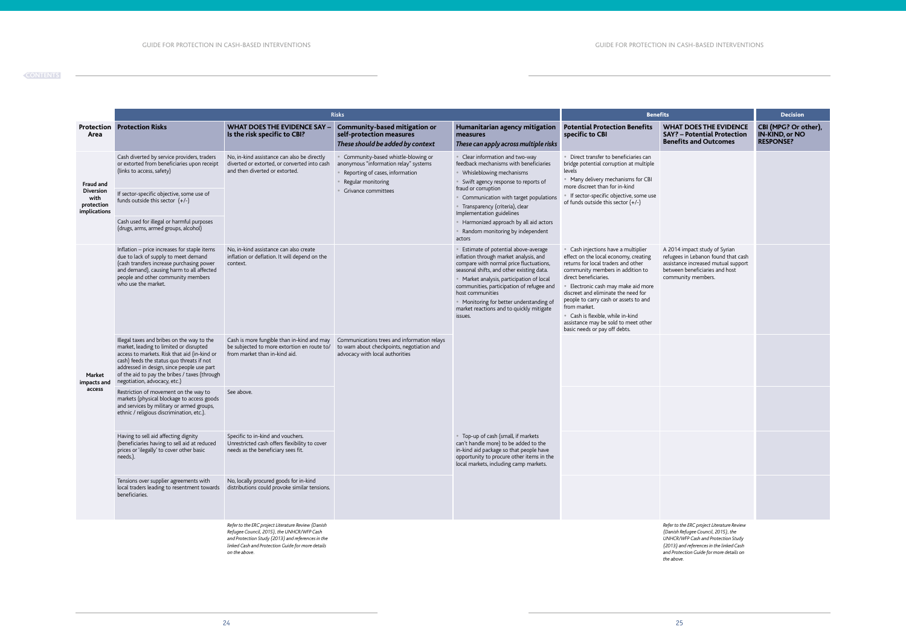| | Risks | | | | Benefits | | Decision |
|---|---|---|---|---|---|---|---|
| **Protection Area** | **Protection Risks** | **WHAT DOES THE EVIDENCE SAY – Is the risk specific to CBI?** | **Community-based mitigation or self-protection measures** *These should be added by context* | **Humanitarian agency mitigation measures** *These can apply across multiple risks* | **Potential Protection Benefits specific to CBI** | **WHAT DOES THE EVIDENCE SAY? – Potential Protection Benefits and Outcomes** | **CBI (MPG? Or other), IN-KIND, or NO RESPONSE?** |
| **Fraud and Diversion with protection implications** | Cash diverted by service providers, traders or extorted from beneficiaries upon receipt (links to access, safety) | No, in-kind assistance can also be directly diverted or extorted, or converted into cash and then diverted or extorted. | • Community-based whistle-blowing or anonymous "information relay" systems<br>• Reporting of cases, information<br>• Regular monitoring<br>• Grivance committees | • Clear information and two-way feedback mechanisms with beneficiaries<br>• Whisleblowing mechanisms<br>• Swift agency response to reports of fraud or corruption<br>• Communication with target populations<br>• Transparency (criteria), clear Implementation guidelines<br>• Harmonized approach by all aid actors<br>• Random monitoring by independent actors | • Direct transfer to beneficiaries can bridge potential corruption at multiple levels<br>• Many delivery mechanisms for CBI more discreet than for in-kind<br>• If sector-specific objective, some use of funds outside this sector (+/-) | | |
| | If sector-specific objective, some use of funds outside this sector (+/-) | | | | | | |
| | Cash used for illegal or harmful purposes (drugs, arms, armed groups, alcohol) | | | | | | |
| **Market impacts and access** | Inflation – price increases for staple items due to lack of supply to meet demand (cash transfers increase purchasing power and demand), causing harm to all affected people and other community members who use the market. | No, in-kind assistance can also create inflation or deflation. It will depend on the context. | | • Estimate of potential above-average inflation through market analysis, and compare with normal price fluctuations, seasonal shifts, and other existing data.<br>• Market analysis, participation of local communities, participation of refugee and host communities<br>• Monitoring for better understanding of market reactions and to quickly mitigate issues. | • Cash injections have a multiplier effect on the local economy, creating returns for local traders and other community members in addition to direct beneficiaries.<br>• Electronic cash may make aid more discreet and eliminate the need for people to carry cash or assets to and from market.<br>• Cash is flexible, while in-kind assistance may be sold to meet other basic needs or pay off debts. | A 2014 impact study of Syrian refugees in Lebanon found that cash assistance increased mutual support between beneficiaries and host community members. | |
| | Illegal taxes and bribes on the way to the market, leading to limited or disrupted access to markets. Risk that aid (in-kind or cash) feeds the status quo threats if not addressed in design, since people use part of the aid to pay the bribes / taxes (through negotiation, advocacy, etc.) | Cash is more fungible than in-kind and may be subjected to more extortion en route to/ from market than in-kind aid. | Communications trees and information relays to warn about checkpoints, negotiation and advocacy with local authorities | | | | |
| | Restriction of movement on the way to markets (physical blockage to access goods and services by military or armed groups, ethnic / religious discrimination, etc.). | See above. | | | | | |
| | Having to sell aid affecting dignity (beneficiaries having to sell aid at reduced prices or 'illegally' to cover other basic needs.). | Specific to in-kind and vouchers. Unrestricted cash offers flexibility to cover needs as the beneficiary sees fit. | | • Top-up of cash (small, if markets can't handle more) to be added to the in-kind aid package so that people have opportunity to procure other items in the local markets, including camp markets. | | | |
| | Tensions over supplier agreements with local traders leading to resentment towards beneficiaries. | No, locally procured goods for in-kind distributions could provoke similar tensions. | | | | | |
| | | *Refer to the ERC project Literature Review (Danish Refugee Council, 2015), the UNHCR/WFP Cash and Protection Study (2013) and references in the linked Cash and Protection Guide for more details on the above.* | | | | *Refer to the ERC project Literature Review (Danish Refugee Council, 2015), the UNHCR/WFP Cash and Protection Study (2013) and references in the linked Cash and Protection Guide for more details on the above.* | |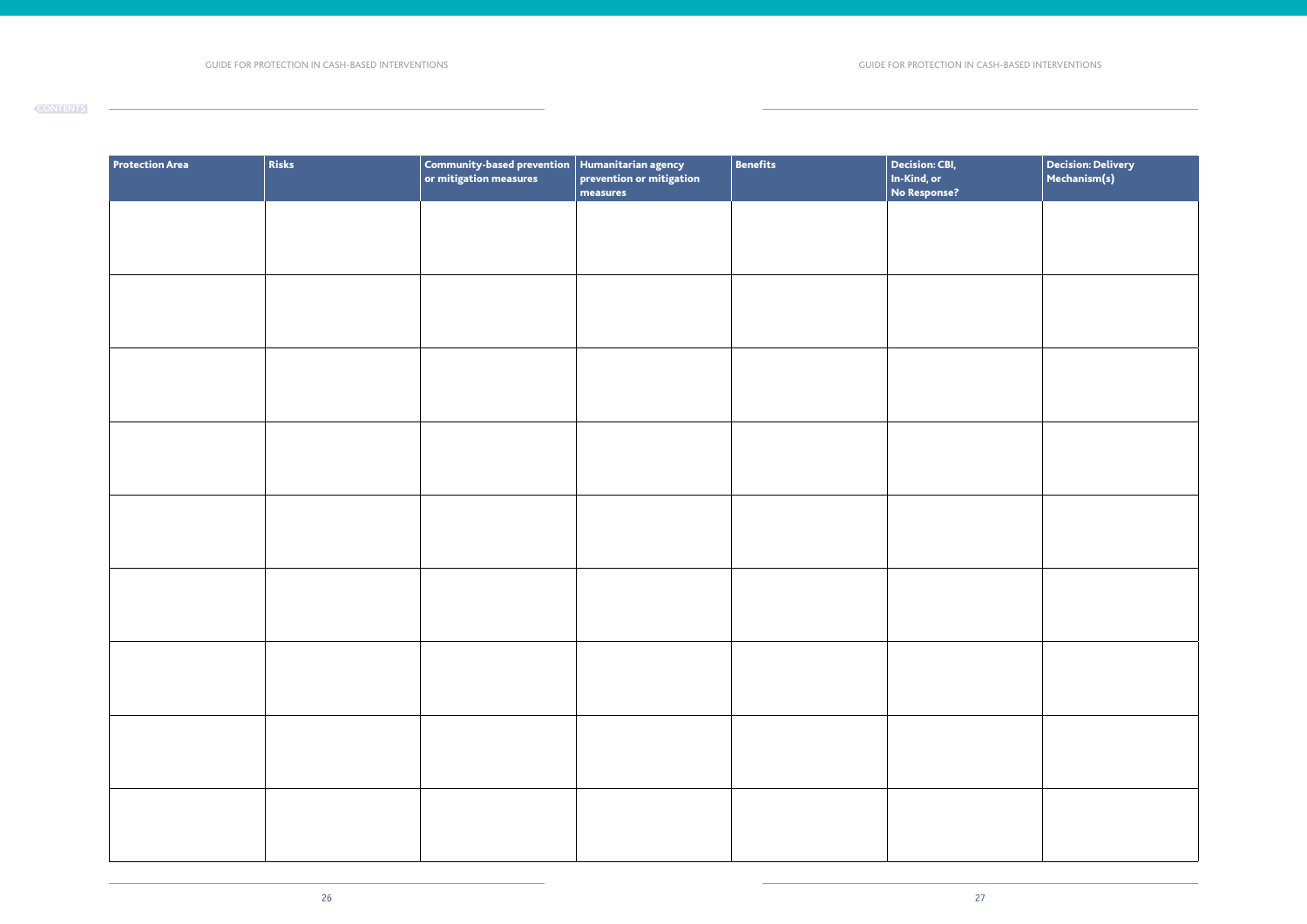| Protection Area | Risks | Community-based prevention or mitigation measures | Humanitarian agency prevention or mitigation measures | Benefits | Decision: CBI, In-Kind, or No Response? | Decision: Delivery Mechanism(s) |
|---|---|---|---|---|---|---|
| | | | | | | |
| | | | | | | |
| | | | | | | |
| | | | | | | |
| | | | | | | |
| | | | | | | |
| | | | | | | |
| | | | | | | |
| | | | | | | |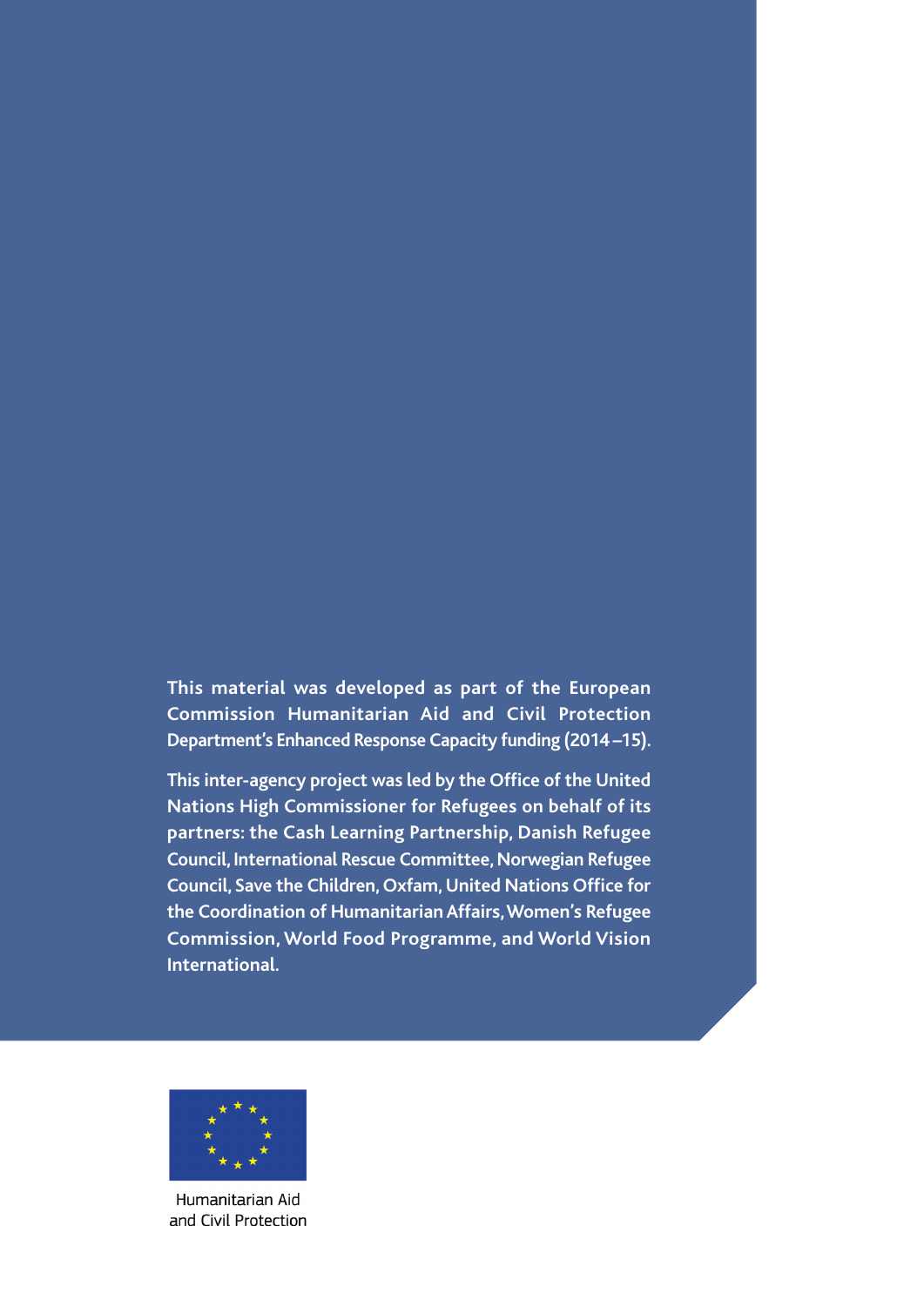This material was developed as part of the European Commission Humanitarian Aid and Civil Protection Department's Enhanced Response Capacity funding (2014 –15).

This inter-agency project was led by the Office of the United Nations High Commissioner for Refugees on behalf of its partners: the Cash Learning Partnership, Danish Refugee Council, International Rescue Committee, Norwegian Refugee Council, Save the Children, Oxfam, United Nations Office for the Coordination of Humanitarian Affairs, Women's Refugee Commission, World Food Programme, and World Vision International.

Humanitarian Aid
and Civil Protection